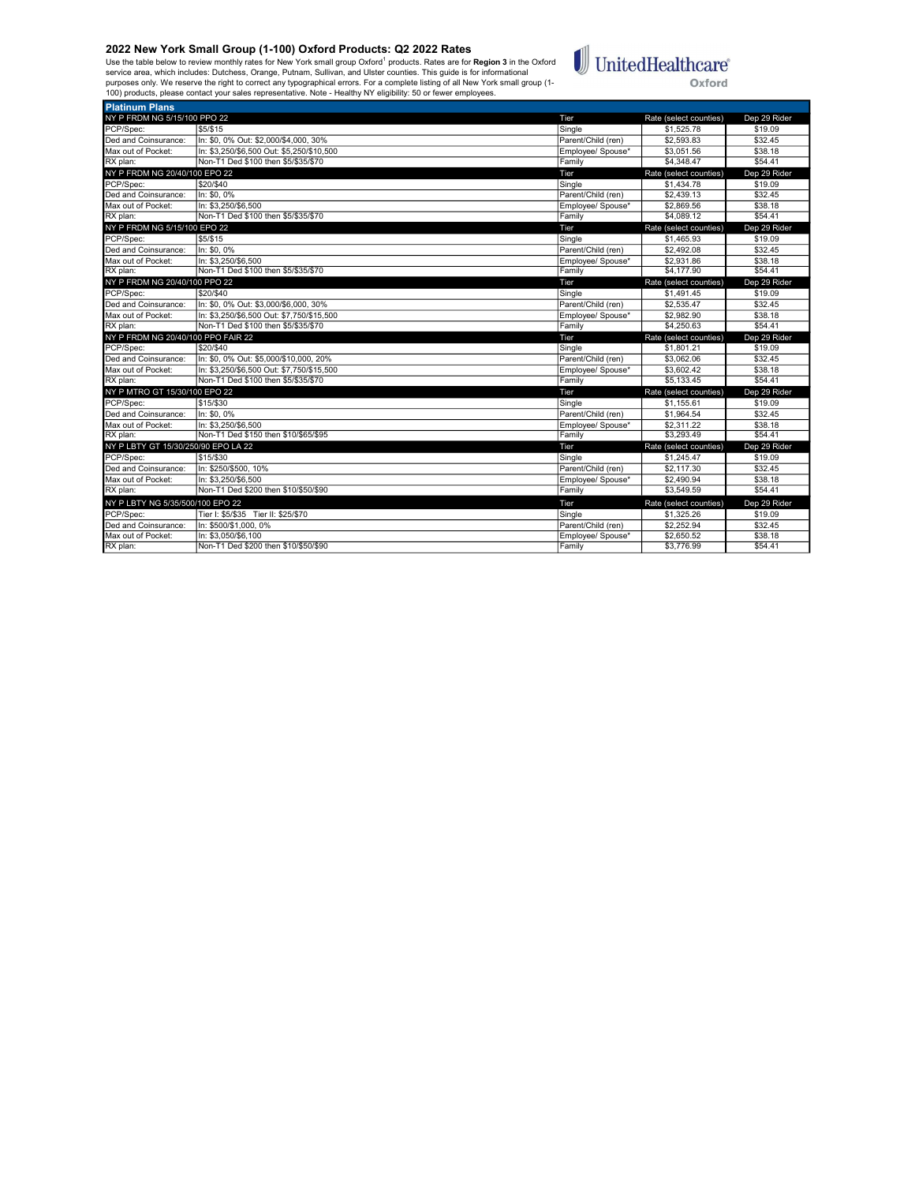## 2022 New York Small Group (1-100) Oxford Products: Q2 2022 Rates

Use the table below to review monthly rates for New York small group Oxford[1] products. Rates are for **Region 3** in the Oxford service area, which includes: Dutchess, Orange, Putnam, Sullivan, and Ulster counties. This guide is for informational purposes only. We reserve the right to correct any typographical errors. For a complete listing of all New York small group (1-100) products, please contact your sales representative. Note - Healthy NY eligibility: 50 or fewer employees.

UnitedHealthcare Oxford

**Platinum Plans**

| NY P FRDM NG 5/15/100 PPO 22 | | Tier | Rate (select counties) | Dep 29 Rider |
|---|---|---|---|---|
| PCP/Spec: | $5/$15 | Single | $1,525.78 | $19.09 |
| Ded and Coinsurance: | In: $0, 0% Out: $2,000/$4,000, 30% | Parent/Child (ren) | $2,593.83 | $32.45 |
| Max out of Pocket: | In: $3,250/$6,500 Out: $5,250/$10,500 | Employee/ Spouse* | $3,051.56 | $38.18 |
| RX plan: | Non-T1 Ded $100 then $5/$35/$70 | Family | $4,348.47 | $54.41 |
| **NY P FRDM NG 20/40/100 EPO 22** | | **Tier** | **Rate (select counties)** | **Dep 29 Rider** |
| PCP/Spec: | $20/$40 | Single | $1,434.78 | $19.09 |
| Ded and Coinsurance: | In: $0, 0% | Parent/Child (ren) | $2,439.13 | $32.45 |
| Max out of Pocket: | In: $3,250/$6,500 | Employee/ Spouse* | $2,869.56 | $38.18 |
| RX plan: | Non-T1 Ded $100 then $5/$35/$70 | Family | $4,089.12 | $54.41 |
| **NY P FRDM NG 5/15/100 EPO 22** | | **Tier** | **Rate (select counties)** | **Dep 29 Rider** |
| PCP/Spec: | $5/$15 | Single | $1,465.93 | $19.09 |
| Ded and Coinsurance: | In: $0, 0% | Parent/Child (ren) | $2,492.08 | $32.45 |
| Max out of Pocket: | In: $3,250/$6,500 | Employee/ Spouse* | $2,931.86 | $38.18 |
| RX plan: | Non-T1 Ded $100 then $5/$35/$70 | Family | $4,177.90 | $54.41 |
| **NY P FRDM NG 20/40/100 PPO 22** | | **Tier** | **Rate (select counties)** | **Dep 29 Rider** |
| PCP/Spec: | $20/$40 | Single | $1,491.45 | $19.09 |
| Ded and Coinsurance: | In: $0, 0% Out: $3,000/$6,000, 30% | Parent/Child (ren) | $2,535.47 | $32.45 |
| Max out of Pocket: | In: $3,250/$6,500 Out: $7,750/$15,500 | Employee/ Spouse* | $2,982.90 | $38.18 |
| RX plan: | Non-T1 Ded $100 then $5/$35/$70 | Family | $4,250.63 | $54.41 |
| **NY P FRDM NG 20/40/100 PPO FAIR 22** | | **Tier** | **Rate (select counties)** | **Dep 29 Rider** |
| PCP/Spec: | $20/$40 | Single | $1,801.21 | $19.09 |
| Ded and Coinsurance: | In: $0, 0% Out: $5,000/$10,000, 20% | Parent/Child (ren) | $3,062.06 | $32.45 |
| Max out of Pocket: | In: $3,250/$6,500 Out: $7,750/$15,500 | Employee/ Spouse* | $3,602.42 | $38.18 |
| RX plan: | Non-T1 Ded $100 then $5/$35/$70 | Family | $5,133.45 | $54.41 |
| **NY P MTRO GT 15/30/100 EPO 22** | | **Tier** | **Rate (select counties)** | **Dep 29 Rider** |
| PCP/Spec: | $15/$30 | Single | $1,155.61 | $19.09 |
| Ded and Coinsurance: | In: $0, 0% | Parent/Child (ren) | $1,964.54 | $32.45 |
| Max out of Pocket: | In: $3,250/$6,500 | Employee/ Spouse* | $2,311.22 | $38.18 |
| RX plan: | Non-T1 Ded $150 then $10/$65/$95 | Family | $3,293.49 | $54.41 |
| **NY P LBTY GT 15/30/250/90 EPO LA 22** | | **Tier** | **Rate (select counties)** | **Dep 29 Rider** |
| PCP/Spec: | $15/$30 | Single | $1,245.47 | $19.09 |
| Ded and Coinsurance: | In: $250/$500, 10% | Parent/Child (ren) | $2,117.30 | $32.45 |
| Max out of Pocket: | In: $3,250/$6,500 | Employee/ Spouse* | $2,490.94 | $38.18 |
| RX plan: | Non-T1 Ded $200 then $10/$50/$90 | Family | $3,549.59 | $54.41 |
| **NY P LBTY NG 5/35/500/100 EPO 22** | | **Tier** | **Rate (select counties)** | **Dep 29 Rider** |
| PCP/Spec: | Tier I: $5/$35 Tier II: $25/$70 | Single | $1,325.26 | $19.09 |
| Ded and Coinsurance: | In: $500/$1,000, 0% | Parent/Child (ren) | $2,252.94 | $32.45 |
| Max out of Pocket: | In: $3,050/$6,100 | Employee/ Spouse* | $2,650.52 | $38.18 |
| RX plan: | Non-T1 Ded $200 then $10/$50/$90 | Family | $3,776.99 | $54.41 |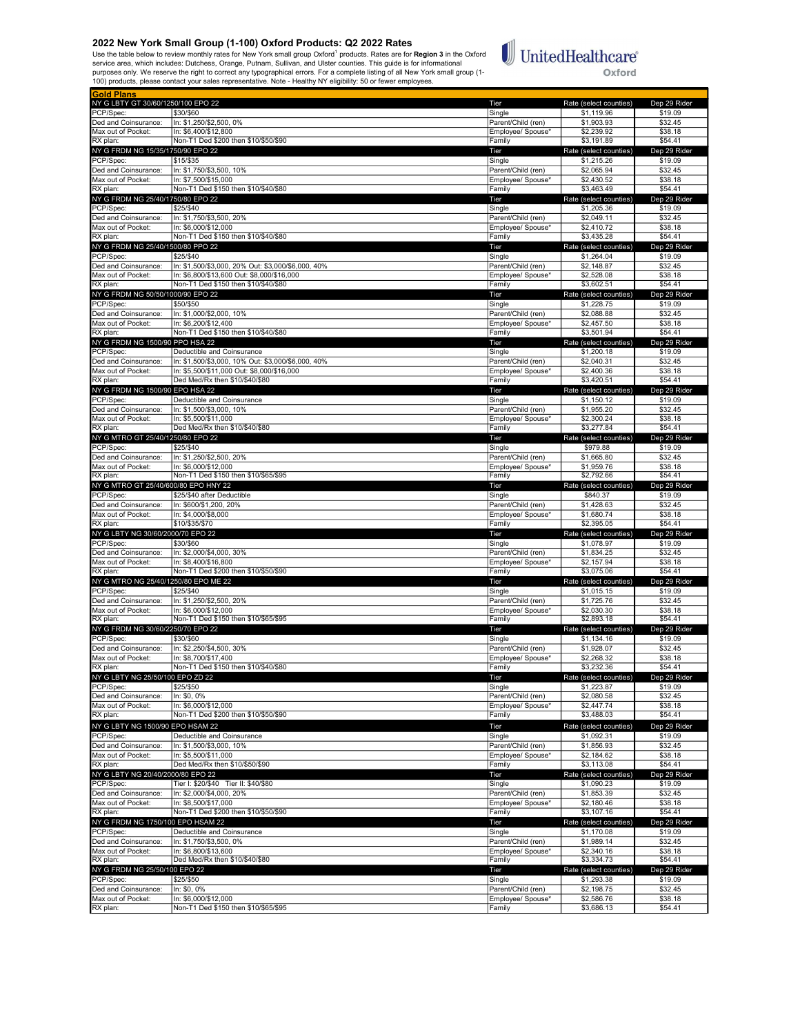## 2022 New York Small Group (1-100) Oxford Products: Q2 2022 Rates

Use the table below to review monthly rates for New York small group Oxford[1] products. Rates are for **Region 3** in the Oxford service area, which includes: Dutchess, Orange, Putnam, Sullivan, and Ulster counties. This guide is for informational purposes only. We reserve the right to correct any typographical errors. For a complete listing of all New York small group (1-100) products, please contact your sales representative. Note - Healthy NY eligibility: 50 or fewer employees.

UnitedHealthcare Oxford

**Gold Plans**

| NY G LBTY GT 30/60/1250/100 EPO 22 | | Tier | Rate (select counties) | Dep 29 Rider |
|---|---|---|---|---|
| PCP/Spec: | $30/$60 | Single | $1,119.96 | $19.09 |
| Ded and Coinsurance: | In: $1,250/$2,500, 0% | Parent/Child (ren) | $1,903.93 | $32.45 |
| Max out of Pocket: | In: $6,400/$12,800 | Employee/ Spouse* | $2,239.92 | $38.18 |
| RX plan: | Non-T1 Ded $200 then $10/$50/$90 | Family | $3,191.89 | $54.41 |
| **NY G FRDM NG 15/35/1750/90 EPO 22** | | **Tier** | **Rate (select counties)** | **Dep 29 Rider** |
| PCP/Spec: | $15/$35 | Single | $1,215.26 | $19.09 |
| Ded and Coinsurance: | In: $1,750/$3,500, 10% | Parent/Child (ren) | $2,065.94 | $32.45 |
| Max out of Pocket: | In: $7,500/$15,000 | Employee/ Spouse* | $2,430.52 | $38.18 |
| RX plan: | Non-T1 Ded $150 then $10/$40/$80 | Family | $3,463.49 | $54.41 |
| **NY G FRDM NG 25/40/1750/80 EPO 22** | | **Tier** | **Rate (select counties)** | **Dep 29 Rider** |
| PCP/Spec: | $25/$40 | Single | $1,205.36 | $19.09 |
| Ded and Coinsurance: | In: $1,750/$3,500, 20% | Parent/Child (ren) | $2,049.11 | $32.45 |
| Max out of Pocket: | In: $6,000/$12,000 | Employee/ Spouse* | $2,410.72 | $38.18 |
| RX plan: | Non-T1 Ded $150 then $10/$40/$80 | Family | $3,435.28 | $54.41 |
| **NY G FRDM NG 25/40/1500/80 PPO 22** | | **Tier** | **Rate (select counties)** | **Dep 29 Rider** |
| PCP/Spec: | $25/$40 | Single | $1,264.04 | $19.09 |
| Ded and Coinsurance: | In: $1,500/$3,000, 20% Out: $3,000/$6,000, 40% | Parent/Child (ren) | $2,148.87 | $32.45 |
| Max out of Pocket: | In: $6,800/$13,600 Out: $8,000/$16,000 | Employee/ Spouse* | $2,528.08 | $38.18 |
| RX plan: | Non-T1 Ded $150 then $10/$40/$80 | Family | $3,602.51 | $54.41 |
| **NY G FRDM NG 50/50/1000/90 EPO 22** | | **Tier** | **Rate (select counties)** | **Dep 29 Rider** |
| PCP/Spec: | $50/$50 | Single | $1,228.75 | $19.09 |
| Ded and Coinsurance: | In: $1,000/$2,000, 10% | Parent/Child (ren) | $2,088.88 | $32.45 |
| Max out of Pocket: | In: $6,200/$12,400 | Employee/ Spouse* | $2,457.50 | $38.18 |
| RX plan: | Non-T1 Ded $150 then $10/$40/$80 | Family | $3,501.94 | $54.41 |
| **NY G FRDM NG 1500/90 PPO HSA 22** | | **Tier** | **Rate (select counties)** | **Dep 29 Rider** |
| PCP/Spec: | Deductible and Coinsurance | Single | $1,200.18 | $19.09 |
| Ded and Coinsurance: | In: $1,500/$3,000, 10% Out: $3,000/$6,000, 40% | Parent/Child (ren) | $2,040.31 | $32.45 |
| Max out of Pocket: | In: $5,500/$11,000 Out: $8,000/$16,000 | Employee/ Spouse* | $2,400.36 | $38.18 |
| RX plan: | Ded Med/Rx then $10/$40/$80 | Family | $3,420.51 | $54.41 |
| **NY G FRDM NG 1500/90 EPO HSA 22** | | **Tier** | **Rate (select counties)** | **Dep 29 Rider** |
| PCP/Spec: | Deductible and Coinsurance | Single | $1,150.12 | $19.09 |
| Ded and Coinsurance: | In: $1,500/$3,000, 10% | Parent/Child (ren) | $1,955.20 | $32.45 |
| Max out of Pocket: | In: $5,500/$11,000 | Employee/ Spouse* | $2,300.24 | $38.18 |
| RX plan: | Ded Med/Rx then $10/$40/$80 | Family | $3,277.84 | $54.41 |
| **NY G MTRO GT 25/40/1250/80 EPO 22** | | **Tier** | **Rate (select counties)** | **Dep 29 Rider** |
| PCP/Spec: | $25/$40 | Single | $979.88 | $19.09 |
| Ded and Coinsurance: | In: $1,250/$2,500, 20% | Parent/Child (ren) | $1,665.80 | $32.45 |
| Max out of Pocket: | In: $6,000/$12,000 | Employee/ Spouse* | $1,959.76 | $38.18 |
| RX plan: | Non-T1 Ded $150 then $10/$65/$95 | Family | $2,792.66 | $54.41 |
| **NY G MTRO GT 25/40/600/80 EPO HNY 22** | | **Tier** | **Rate (select counties)** | **Dep 29 Rider** |
| PCP/Spec: | $25/$40 after Deductible | Single | $840.37 | $19.09 |
| Ded and Coinsurance: | In: $600/$1,200, 20% | Parent/Child (ren) | $1,428.63 | $32.45 |
| Max out of Pocket: | In: $4,000/$8,000 | Employee/ Spouse* | $1,680.74 | $38.18 |
| RX plan: | $10/$35/$70 | Family | $2,395.05 | $54.41 |
| **NY G LBTY NG 30/60/2000/70 EPO 22** | | **Tier** | **Rate (select counties)** | **Dep 29 Rider** |
| PCP/Spec: | $30/$60 | Single | $1,078.97 | $19.09 |
| Ded and Coinsurance: | In: $2,000/$4,000, 30% | Parent/Child (ren) | $1,834.25 | $32.45 |
| Max out of Pocket: | In: $8,400/$16,800 | Employee/ Spouse* | $2,157.94 | $38.18 |
| RX plan: | Non-T1 Ded $200 then $10/$50/$90 | Family | $3,075.06 | $54.41 |
| **NY G MTRO NG 25/40/1250/80 EPO ME 22** | | **Tier** | **Rate (select counties)** | **Dep 29 Rider** |
| PCP/Spec: | $25/$40 | Single | $1,015.15 | $19.09 |
| Ded and Coinsurance: | In: $1,250/$2,500, 20% | Parent/Child (ren) | $1,725.76 | $32.45 |
| Max out of Pocket: | In: $6,000/$12,000 | Employee/ Spouse* | $2,030.30 | $38.18 |
| RX plan: | Non-T1 Ded $150 then $10/$65/$95 | Family | $2,893.18 | $54.41 |
| **NY G FRDM NG 30/60/2250/70 EPO 22** | | **Tier** | **Rate (select counties)** | **Dep 29 Rider** |
| PCP/Spec: | $30/$60 | Single | $1,134.16 | $19.09 |
| Ded and Coinsurance: | In: $2,250/$4,500, 30% | Parent/Child (ren) | $1,928.07 | $32.45 |
| Max out of Pocket: | In: $8,700/$17,400 | Employee/ Spouse* | $2,268.32 | $38.18 |
| RX plan: | Non-T1 Ded $150 then $10/$40/$80 | Family | $3,232.36 | $54.41 |
| **NY G LBTY NG 25/50/100 EPO ZD 22** | | **Tier** | **Rate (select counties)** | **Dep 29 Rider** |
| PCP/Spec: | $25/$50 | Single | $1,223.87 | $19.09 |
| Ded and Coinsurance: | In: $0, 0% | Parent/Child (ren) | $2,080.58 | $32.45 |
| Max out of Pocket: | In: $6,000/$12,000 | Employee/ Spouse* | $2,447.74 | $38.18 |
| RX plan: | Non-T1 Ded $200 then $10/$50/$90 | Family | $3,488.03 | $54.41 |
| **NY G LBTY NG 1500/90 EPO HSAM 22** | | **Tier** | **Rate (select counties)** | **Dep 29 Rider** |
| PCP/Spec: | Deductible and Coinsurance | Single | $1,092.31 | $19.09 |
| Ded and Coinsurance: | In: $1,500/$3,000, 10% | Parent/Child (ren) | $1,856.93 | $32.45 |
| Max out of Pocket: | In: $5,500/$11,000 | Employee/ Spouse* | $2,184.62 | $38.18 |
| RX plan: | Ded Med/Rx then $10/$50/$90 | Family | $3,113.08 | $54.41 |
| **NY G LBTY NG 20/40/2000/80 EPO 22** | | **Tier** | **Rate (select counties)** | **Dep 29 Rider** |
| PCP/Spec: | Tier I: $20/$40 Tier II: $40/$80 | Single | $1,090.23 | $19.09 |
| Ded and Coinsurance: | In: $2,000/$4,000, 20% | Parent/Child (ren) | $1,853.39 | $32.45 |
| Max out of Pocket: | In: $8,500/$17,000 | Employee/ Spouse* | $2,180.46 | $38.18 |
| RX plan: | Non-T1 Ded $200 then $10/$50/$90 | Family | $3,107.16 | $54.41 |
| **NY G FRDM NG 1750/100 EPO HSAM 22** | | **Tier** | **Rate (select counties)** | **Dep 29 Rider** |
| PCP/Spec: | Deductible and Coinsurance | Single | $1,170.08 | $19.09 |
| Ded and Coinsurance: | In: $1,750/$3,500, 0% | Parent/Child (ren) | $1,989.14 | $32.45 |
| Max out of Pocket: | In: $6,800/$13,600 | Employee/ Spouse* | $2,340.16 | $38.18 |
| RX plan: | Ded Med/Rx then $10/$40/$80 | Family | $3,334.73 | $54.41 |
| **NY G FRDM NG 25/50/100 EPO 22** | | **Tier** | **Rate (select counties)** | **Dep 29 Rider** |
| PCP/Spec: | $25/$50 | Single | $1,293.38 | $19.09 |
| Ded and Coinsurance: | In: $0, 0% | Parent/Child (ren) | $2,198.75 | $32.45 |
| Max out of Pocket: | In: $6,000/$12,000 | Employee/ Spouse* | $2,586.76 | $38.18 |
| RX plan: | Non-T1 Ded $150 then $10/$65/$95 | Family | $3,686.13 | $54.41 |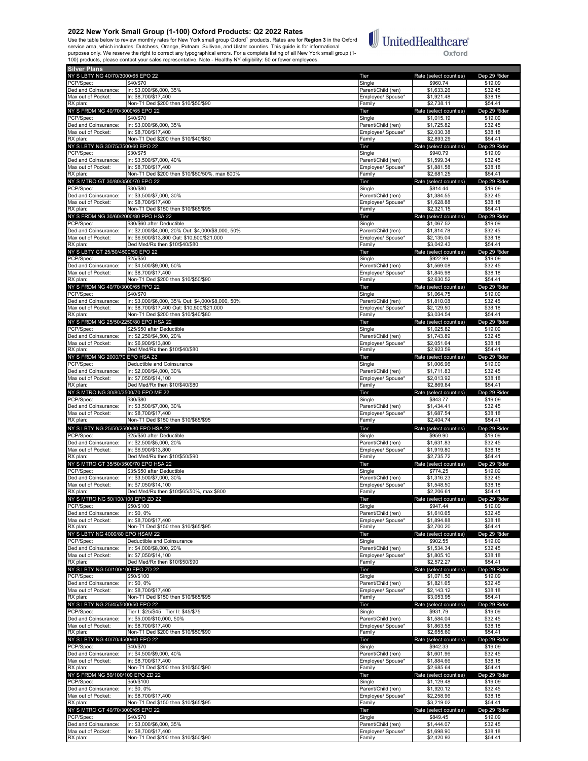## 2022 New York Small Group (1-100) Oxford Products: Q2 2022 Rates

Use the table below to review monthly rates for New York small group Oxford[1] products. Rates are for **Region 3** in the Oxford service area, which includes: Dutchess, Orange, Putnam, Sullivan, and Ulster counties. This guide is for informational purposes only. We reserve the right to correct any typographical errors. For a complete listing of all New York small group (1-100) products, please contact your sales representative. Note - Healthy NY eligibility: 50 or fewer employees.

UnitedHealthcare Oxford

| Silver Plans | | | | |
|---|---|---|---|---|
| **NY S LBTY NG 40/70/3000/65 EPO 22** | | **Tier** | **Rate (select counties)** | **Dep 29 Rider** |
| PCP/Spec: | $40/$70 | Single | $960.74 | $19.09 |
| Ded and Coinsurance: | In: $3,000/$6,000, 35% | Parent/Child (ren) | $1,633.26 | $32.45 |
| Max out of Pocket: | In: $8,700/$17,400 | Employee/ Spouse* | $1,921.48 | $38.18 |
| RX plan: | Non-T1 Ded $200 then $10/$50/$90 | Family | $2,738.11 | $54.41 |
| **NY S FRDM NG 40/70/3000/65 EPO 22** | | **Tier** | **Rate (select counties)** | **Dep 29 Rider** |
| PCP/Spec: | $40/$70 | Single | $1,015.19 | $19.09 |
| Ded and Coinsurance: | In: $3,000/$6,000, 35% | Parent/Child (ren) | $1,725.82 | $32.45 |
| Max out of Pocket: | In: $8,700/$17,400 | Employee/ Spouse* | $2,030.38 | $38.18 |
| RX plan: | Non-T1 Ded $200 then $10/$40/$80 | Family | $2,893.29 | $54.41 |
| **NY S LBTY NG 30/75/3500/60 EPO 22** | | **Tier** | **Rate (select counties)** | **Dep 29 Rider** |
| PCP/Spec: | $30/$75 | Single | $940.79 | $19.09 |
| Ded and Coinsurance: | In: $3,500/$7,000, 40% | Parent/Child (ren) | $1,599.34 | $32.45 |
| Max out of Pocket: | In: $8,700/$17,400 | Employee/ Spouse* | $1,881.58 | $38.18 |
| RX plan: | Non-T1 Ded $200 then $10/$50/50%, max 800% | Family | $2,681.25 | $54.41 |
| **NY S MTRO GT 30/80/3500/70 EPO 22** | | **Tier** | **Rate (select counties)** | **Dep 29 Rider** |
| PCP/Spec: | $30/$80 | Single | $814.44 | $19.09 |
| Ded and Coinsurance: | In: $3,500/$7,000, 30% | Parent/Child (ren) | $1,384.55 | $32.45 |
| Max out of Pocket: | In: $8,700/$17,400 | Employee/ Spouse* | $1,628.88 | $38.18 |
| RX plan: | Non-T1 Ded $150 then $10/$65/$95 | Family | $2,321.15 | $54.41 |
| **NY S FRDM NG 30/60/2000/80 PPO HSA 22** | | **Tier** | **Rate (select counties)** | **Dep 29 Rider** |
| PCP/Spec: | $30/$60 after Deductible | Single | $1,067.52 | $19.09 |
| Ded and Coinsurance: | In: $2,000/$4,000, 20% Out: $4,000/$8,000, 50% | Parent/Child (ren) | $1,814.78 | $32.45 |
| Max out of Pocket: | In: $6,900/$13,800 Out: $10,500/$21,000 | Employee/ Spouse* | $2,135.04 | $38.18 |
| RX plan: | Ded Med/Rx then $10/$40/$80 | Family | $3,042.43 | $54.41 |
| **NY S LBTY GT 25/50/4500/50 EPO 22** | | **Tier** | **Rate (select counties)** | **Dep 29 Rider** |
| PCP/Spec: | $25/$50 | Single | $922.99 | $19.09 |
| Ded and Coinsurance: | In: $4,500/$9,000, 50% | Parent/Child (ren) | $1,569.08 | $32.45 |
| Max out of Pocket: | In: $8,700/$17,400 | Employee/ Spouse* | $1,845.98 | $38.18 |
| RX plan: | Non-T1 Ded $200 then $10/$50/$90 | Family | $2,630.52 | $54.41 |
| **NY S FRDM NG 40/70/3000/65 PPO 22** | | **Tier** | **Rate (select counties)** | **Dep 29 Rider** |
| PCP/Spec: | $40/$70 | Single | $1,064.75 | $19.09 |
| Ded and Coinsurance: | In: $3,000/$6,000, 35% Out: $4,000/$8,000, 50% | Parent/Child (ren) | $1,810.08 | $32.45 |
| Max out of Pocket: | In: $8,700/$17,400 Out: $10,500/$21,000 | Employee/ Spouse* | $2,129.50 | $38.18 |
| RX plan: | Non-T1 Ded $200 then $10/$40/$80 | Family | $3,034.54 | $54.41 |
| **NY S FRDM NG 25/50/2250/80 EPO HSA 22** | | **Tier** | **Rate (select counties)** | **Dep 29 Rider** |
| PCP/Spec: | $25/$50 after Deductible | Single | $1,025.82 | $19.09 |
| Ded and Coinsurance: | In: $2,250/$4,500, 20% | Parent/Child (ren) | $1,743.89 | $32.45 |
| Max out of Pocket: | In: $6,900/$13,800 | Employee/ Spouse* | $2,051.64 | $38.18 |
| RX plan: | Ded Med/Rx then $10/$40/$80 | Family | $2,923.59 | $54.41 |
| **NY S FRDM NG 2000/70 EPO HSA 22** | | **Tier** | **Rate (select counties)** | **Dep 29 Rider** |
| PCP/Spec: | Deductible and Coinsurance | Single | $1,006.96 | $19.09 |
| Ded and Coinsurance: | In: $2,000/$4,000, 30% | Parent/Child (ren) | $1,711.83 | $32.45 |
| Max out of Pocket: | In: $7,050/$14,100 | Employee/ Spouse* | $2,013.92 | $38.18 |
| RX plan: | Ded Med/Rx then $10/$40/$80 | Family | $2,869.84 | $54.41 |
| **NY S MTRO NG 30/80/3500/70 EPO ME 22** | | **Tier** | **Rate (select counties)** | **Dep 29 Rider** |
| PCP/Spec: | $30/$80 | Single | $843.77 | $19.09 |
| Ded and Coinsurance: | In: $3,500/$7,000, 30% | Parent/Child (ren) | $1,434.41 | $32.45 |
| Max out of Pocket: | In: $8,700/$17,400 | Employee/ Spouse* | $1,687.54 | $38.18 |
| RX plan: | Non-T1 Ded $150 then $10/$65/$95 | Family | $2,404.74 | $54.41 |
| **NY S LBTY NG 25/50/2500/80 EPO HSA 22** | | **Tier** | **Rate (select counties)** | **Dep 29 Rider** |
| PCP/Spec: | $25/$50 after Deductible | Single | $959.90 | $19.09 |
| Ded and Coinsurance: | In: $2,500/$5,000, 20% | Parent/Child (ren) | $1,631.83 | $32.45 |
| Max out of Pocket: | In: $6,900/$13,800 | Employee/ Spouse* | $1,919.80 | $38.18 |
| RX plan: | Ded Med/Rx then $10/$50/$90 | Family | $2,735.72 | $54.41 |
| **NY S MTRO GT 35/50/3500/70 EPO HSA 22** | | **Tier** | **Rate (select counties)** | **Dep 29 Rider** |
| PCP/Spec: | $35/$50 after Deductible | Single | $774.25 | $19.09 |
| Ded and Coinsurance: | In: $3,500/$7,000, 30% | Parent/Child (ren) | $1,316.23 | $32.45 |
| Max out of Pocket: | In: $7,050/$14,100 | Employee/ Spouse* | $1,548.50 | $38.18 |
| RX plan: | Ded Med/Rx then $10/$65/50%, max $800 | Family | $2,206.61 | $54.41 |
| **NY S MTRO NG 50/100/100 EPO ZD 22** | | **Tier** | **Rate (select counties)** | **Dep 29 Rider** |
| PCP/Spec: | $50/$100 | Single | $947.44 | $19.09 |
| Ded and Coinsurance: | In: $0, 0% | Parent/Child (ren) | $1,610.65 | $32.45 |
| Max out of Pocket: | In: $8,700/$17,400 | Employee/ Spouse* | $1,894.88 | $38.18 |
| RX plan: | Non-T1 Ded $150 then $10/$65/$95 | Family | $2,700.20 | $54.41 |
| **NY S LBTY NG 4000/80 EPO HSAM 22** | | **Tier** | **Rate (select counties)** | **Dep 29 Rider** |
| PCP/Spec: | Deductible and Coinsurance | Single | $902.55 | $19.09 |
| Ded and Coinsurance: | In: $4,000/$8,000, 20% | Parent/Child (ren) | $1,534.34 | $32.45 |
| Max out of Pocket: | In: $7,050/$14,100 | Employee/ Spouse* | $1,805.10 | $38.18 |
| RX plan: | Ded Med/Rx then $10/$50/$90 | Family | $2,572.27 | $54.41 |
| **NY S LBTY NG 50/100/100 EPO ZD 22** | | **Tier** | **Rate (select counties)** | **Dep 29 Rider** |
| PCP/Spec: | $50/$100 | Single | $1,071.56 | $19.09 |
| Ded and Coinsurance: | In: $0, 0% | Parent/Child (ren) | $1,821.65 | $32.45 |
| Max out of Pocket: | In: $8,700/$17,400 | Employee/ Spouse* | $2,143.12 | $38.18 |
| RX plan: | Non-T1 Ded $150 then $10/$65/$95 | Family | $3,053.95 | $54.41 |
| **NY S LBTY NG 25/45/5000/50 EPO 22** | | **Tier** | **Rate (select counties)** | **Dep 29 Rider** |
| PCP/Spec: | Tier I: $25/$45 Tier II: $45/$75 | Single | $931.79 | $19.09 |
| Ded and Coinsurance: | In: $5,000/$10,000, 50% | Parent/Child (ren) | $1,584.04 | $32.45 |
| Max out of Pocket: | In: $8,700/$17,400 | Employee/ Spouse* | $1,863.58 | $38.18 |
| RX plan: | Non-T1 Ded $200 then $10/$50/$90 | Family | $2,655.60 | $54.41 |
| **NY S LBTY NG 40/70/4500/60 EPO 22** | | **Tier** | **Rate (select counties)** | **Dep 29 Rider** |
| PCP/Spec: | $40/$70 | Single | $942.33 | $19.09 |
| Ded and Coinsurance: | In: $4,500/$9,000, 40% | Parent/Child (ren) | $1,601.96 | $32.45 |
| Max out of Pocket: | In: $8,700/$17,400 | Employee/ Spouse* | $1,884.66 | $38.18 |
| RX plan: | Non-T1 Ded $200 then $10/$50/$90 | Family | $2,685.64 | $54.41 |
| **NY S FRDM NG 50/100/100 EPO ZD 22** | | **Tier** | **Rate (select counties)** | **Dep 29 Rider** |
| PCP/Spec: | $50/$100 | Single | $1,129.48 | $19.09 |
| Ded and Coinsurance: | In: $0, 0% | Parent/Child (ren) | $1,920.12 | $32.45 |
| Max out of Pocket: | In: $8,700/$17,400 | Employee/ Spouse* | $2,258.96 | $38.18 |
| RX plan: | Non-T1 Ded $150 then $10/$65/$95 | Family | $3,219.02 | $54.41 |
| **NY S MTRO GT 40/70/3000/65 EPO 22** | | **Tier** | **Rate (select counties)** | **Dep 29 Rider** |
| PCP/Spec: | $40/$70 | Single | $849.45 | $19.09 |
| Ded and Coinsurance: | In: $3,000/$6,000, 35% | Parent/Child (ren) | $1,444.07 | $32.45 |
| Max out of Pocket: | In: $8,700/$17,400 | Employee/ Spouse* | $1,698.90 | $38.18 |
| RX plan: | Non-T1 Ded $200 then $10/$50/$90 | Family | $2,420.93 | $54.41 |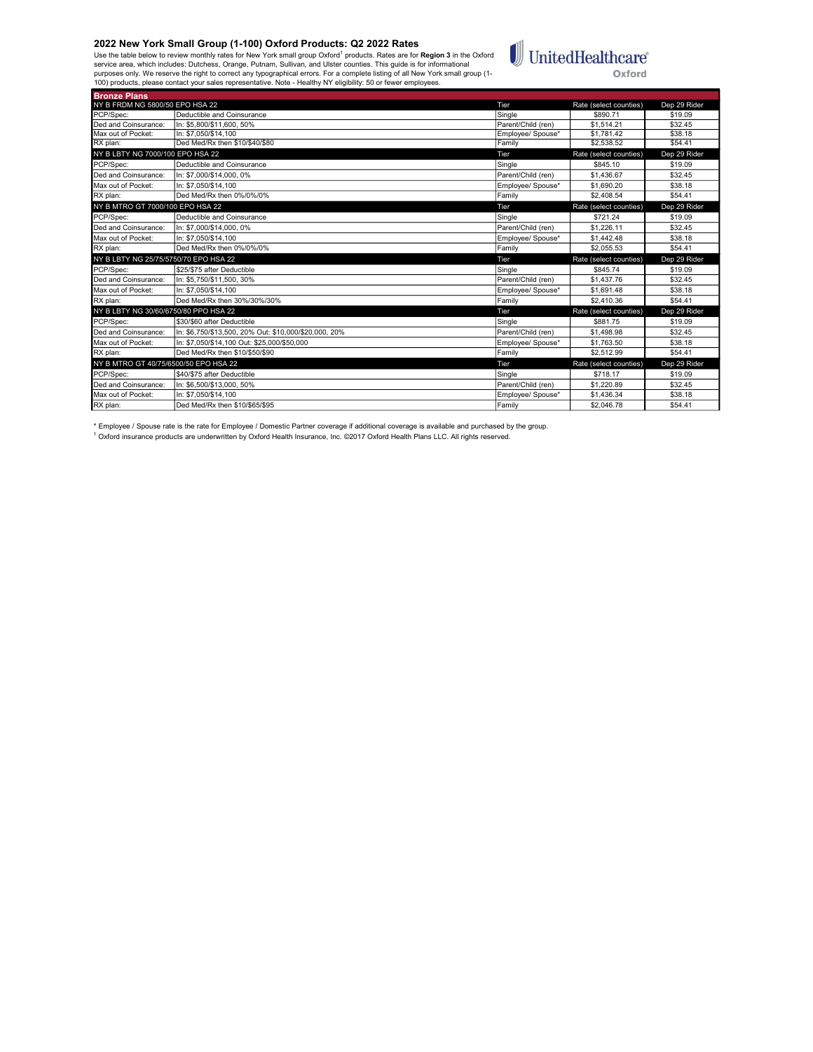## 2022 New York Small Group (1-100) Oxford Products: Q2 2022 Rates

Use the table below to review monthly rates for New York small group Oxford[1] products. Rates are for **Region 3** in the Oxford service area, which includes: Dutchess, Orange, Putnam, Sullivan, and Ulster counties. This guide is for informational purposes only. We reserve the right to correct any typographical errors. For a complete listing of all New York small group (1-100) products, please contact your sales representative. Note - Healthy NY eligibility: 50 or fewer employees.

UnitedHealthcare Oxford

| **Bronze Plans** | | | | |
|---|---|---|---|---|
| NY B FRDM NG 5800/50 EPO HSA 22 | | Tier | Rate (select counties) | Dep 29 Rider |
| PCP/Spec: | Deductible and Coinsurance | Single | $890.71 | $19.09 |
| Ded and Coinsurance: | In: $5,800/$11,600, 50% | Parent/Child (ren) | $1,514.21 | $32.45 |
| Max out of Pocket: | In: $7,050/$14,100 | Employee/ Spouse* | $1,781.42 | $38.18 |
| RX plan: | Ded Med/Rx then $10/$40/$80 | Family | $2,538.52 | $54.41 |
| NY B LBTY NG 7000/100 EPO HSA 22 | | Tier | Rate (select counties) | Dep 29 Rider |
| PCP/Spec: | Deductible and Coinsurance | Single | $845.10 | $19.09 |
| Ded and Coinsurance: | In: $7,000/$14,000, 0% | Parent/Child (ren) | $1,436.67 | $32.45 |
| Max out of Pocket: | In: $7,050/$14,100 | Employee/ Spouse* | $1,690.20 | $38.18 |
| RX plan: | Ded Med/Rx then 0%/0%/0% | Family | $2,408.54 | $54.41 |
| NY B MTRO GT 7000/100 EPO HSA 22 | | Tier | Rate (select counties) | Dep 29 Rider |
| PCP/Spec: | Deductible and Coinsurance | Single | $721.24 | $19.09 |
| Ded and Coinsurance: | In: $7,000/$14,000, 0% | Parent/Child (ren) | $1,226.11 | $32.45 |
| Max out of Pocket: | In: $7,050/$14,100 | Employee/ Spouse* | $1,442.48 | $38.18 |
| RX plan: | Ded Med/Rx then 0%/0%/0% | Family | $2,055.53 | $54.41 |
| NY B LBTY NG 25/75/5750/70 EPO HSA 22 | | Tier | Rate (select counties) | Dep 29 Rider |
| PCP/Spec: | $25/$75 after Deductible | Single | $845.74 | $19.09 |
| Ded and Coinsurance: | In: $5,750/$11,500, 30% | Parent/Child (ren) | $1,437.76 | $32.45 |
| Max out of Pocket: | In: $7,050/$14,100 | Employee/ Spouse* | $1,691.48 | $38.18 |
| RX plan: | Ded Med/Rx then 30%/30%/30% | Family | $2,410.36 | $54.41 |
| NY B LBTY NG 30/60/6750/80 PPO HSA 22 | | Tier | Rate (select counties) | Dep 29 Rider |
| PCP/Spec: | $30/$60 after Deductible | Single | $881.75 | $19.09 |
| Ded and Coinsurance: | In: $6,750/$13,500, 20% Out: $10,000/$20,000, 20% | Parent/Child (ren) | $1,498.98 | $32.45 |
| Max out of Pocket: | In: $7,050/$14,100 Out: $25,000/$50,000 | Employee/ Spouse* | $1,763.50 | $38.18 |
| RX plan: | Ded Med/Rx then $10/$50/$90 | Family | $2,512.99 | $54.41 |
| NY B MTRO GT 40/75/6500/50 EPO HSA 22 | | Tier | Rate (select counties) | Dep 29 Rider |
| PCP/Spec: | $40/$75 after Deductible | Single | $718.17 | $19.09 |
| Ded and Coinsurance: | In: $6,500/$13,000, 50% | Parent/Child (ren) | $1,220.89 | $32.45 |
| Max out of Pocket: | In: $7,050/$14,100 | Employee/ Spouse* | $1,436.34 | $38.18 |
| RX plan: | Ded Med/Rx then $10/$65/$95 | Family | $2,046.78 | $54.41 |

* Employee / Spouse rate is the rate for Employee / Domestic Partner coverage if additional coverage is available and purchased by the group.

[1] Oxford insurance products are underwritten by Oxford Health Insurance, Inc. ©2017 Oxford Health Plans LLC. All rights reserved.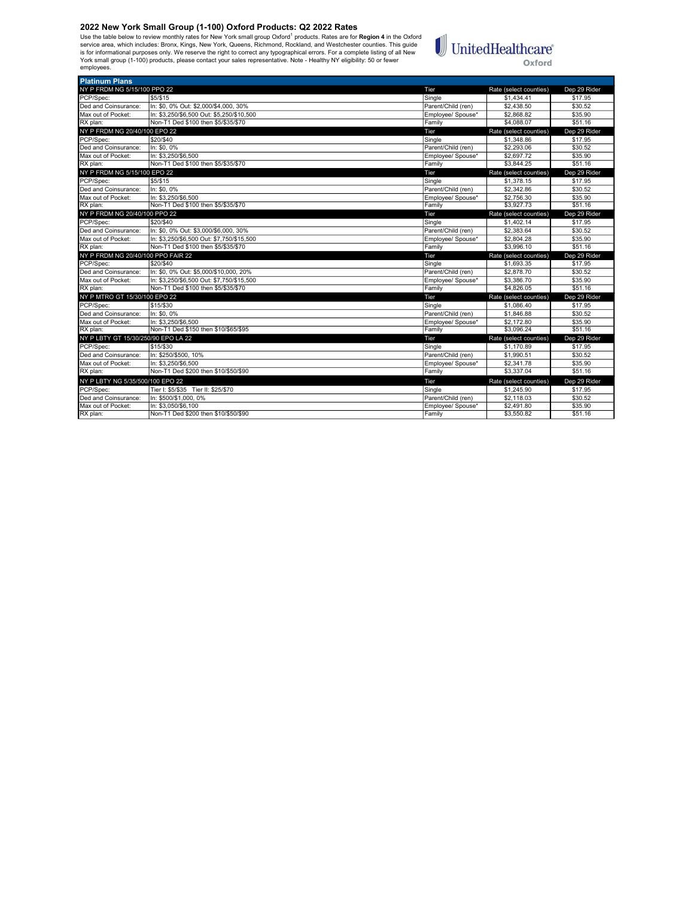## 2022 New York Small Group (1-100) Oxford Products: Q2 2022 Rates

Use the table below to review monthly rates for New York small group Oxford[1] products. Rates are for **Region 4** in the Oxford service area, which includes: Bronx, Kings, New York, Queens, Richmond, Rockland, and Westchester counties. This guide is for informational purposes only. We reserve the right to correct any typographical errors. For a complete listing of all New York small group (1-100) products, please contact your sales representative. Note - Healthy NY eligibility: 50 or fewer employees.

UnitedHealthcare Oxford

| Platinum Plans | | | | |
|---|---|---|---|---|
| NY P FRDM NG 5/15/100 PPO 22 | | Tier | Rate (select counties) | Dep 29 Rider |
| PCP/Spec: | $5/$15 | Single | $1,434.41 | $17.95 |
| Ded and Coinsurance: | In: $0, 0% Out: $2,000/$4,000, 30% | Parent/Child (ren) | $2,438.50 | $30.52 |
| Max out of Pocket: | In: $3,250/$6,500 Out: $5,250/$10,500 | Employee/ Spouse* | $2,868.82 | $35.90 |
| RX plan: | Non-T1 Ded $100 then $5/$35/$70 | Family | $4,088.07 | $51.16 |
| NY P FRDM NG 20/40/100 EPO 22 | | Tier | Rate (select counties) | Dep 29 Rider |
| PCP/Spec: | $20/$40 | Single | $1,348.86 | $17.95 |
| Ded and Coinsurance: | In: $0, 0% | Parent/Child (ren) | $2,293.06 | $30.52 |
| Max out of Pocket: | In: $3,250/$6,500 | Employee/ Spouse* | $2,697.72 | $35.90 |
| RX plan: | Non-T1 Ded $100 then $5/$35/$70 | Family | $3,844.25 | $51.16 |
| NY P FRDM NG 5/15/100 EPO 22 | | Tier | Rate (select counties) | Dep 29 Rider |
| PCP/Spec: | $5/$15 | Single | $1,378.15 | $17.95 |
| Ded and Coinsurance: | In: $0, 0% | Parent/Child (ren) | $2,342.86 | $30.52 |
| Max out of Pocket: | In: $3,250/$6,500 | Employee/ Spouse* | $2,756.30 | $35.90 |
| RX plan: | Non-T1 Ded $100 then $5/$35/$70 | Family | $3,927.73 | $51.16 |
| NY P FRDM NG 20/40/100 PPO 22 | | Tier | Rate (select counties) | Dep 29 Rider |
| PCP/Spec: | $20/$40 | Single | $1,402.14 | $17.95 |
| Ded and Coinsurance: | In: $0, 0% Out: $3,000/$6,000, 30% | Parent/Child (ren) | $2,383.64 | $30.52 |
| Max out of Pocket: | In: $3,250/$6,500 Out: $7,750/$15,500 | Employee/ Spouse* | $2,804.28 | $35.90 |
| RX plan: | Non-T1 Ded $100 then $5/$35/$70 | Family | $3,996.10 | $51.16 |
| NY P FRDM NG 20/40/100 PPO FAIR 22 | | Tier | Rate (select counties) | Dep 29 Rider |
| PCP/Spec: | $20/$40 | Single | $1,693.35 | $17.95 |
| Ded and Coinsurance: | In: $0, 0% Out: $5,000/$10,000, 20% | Parent/Child (ren) | $2,878.70 | $30.52 |
| Max out of Pocket: | In: $3,250/$6,500 Out: $7,750/$15,500 | Employee/ Spouse* | $3,386.70 | $35.90 |
| RX plan: | Non-T1 Ded $100 then $5/$35/$70 | Family | $4,826.05 | $51.16 |
| NY P MTRO GT 15/30/100 EPO 22 | | Tier | Rate (select counties) | Dep 29 Rider |
| PCP/Spec: | $15/$30 | Single | $1,086.40 | $17.95 |
| Ded and Coinsurance: | In: $0, 0% | Parent/Child (ren) | $1,846.88 | $30.52 |
| Max out of Pocket: | In: $3,250/$6,500 | Employee/ Spouse* | $2,172.80 | $35.90 |
| RX plan: | Non-T1 Ded $150 then $10/$65/$95 | Family | $3,096.24 | $51.16 |
| NY P LBTY GT 15/30/250/90 EPO LA 22 | | Tier | Rate (select counties) | Dep 29 Rider |
| PCP/Spec: | $15/$30 | Single | $1,170.89 | $17.95 |
| Ded and Coinsurance: | In: $250/$500, 10% | Parent/Child (ren) | $1,990.51 | $30.52 |
| Max out of Pocket: | In: $3,250/$6,500 | Employee/ Spouse* | $2,341.78 | $35.90 |
| RX plan: | Non-T1 Ded $200 then $10/$50/$90 | Family | $3,337.04 | $51.16 |
| NY P LBTY NG 5/35/500/100 EPO 22 | | Tier | Rate (select counties) | Dep 29 Rider |
| PCP/Spec: | Tier I: $5/$35 Tier II: $25/$70 | Single | $1,245.90 | $17.95 |
| Ded and Coinsurance: | In: $500/$1,000, 0% | Parent/Child (ren) | $2,118.03 | $30.52 |
| Max out of Pocket: | In: $3,050/$6,100 | Employee/ Spouse* | $2,491.80 | $35.90 |
| RX plan: | Non-T1 Ded $200 then $10/$50/$90 | Family | $3,550.82 | $51.16 |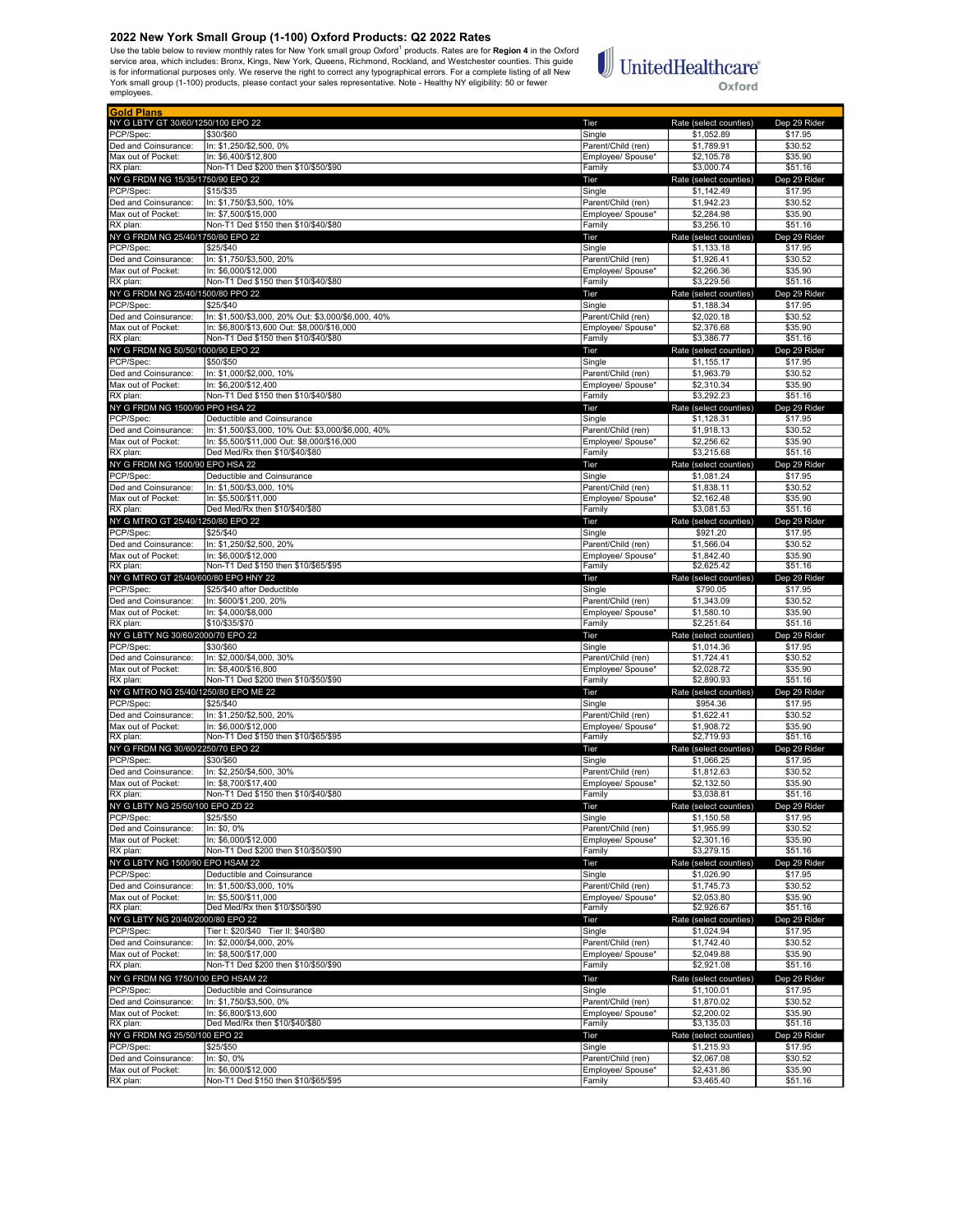## 2022 New York Small Group (1-100) Oxford Products: Q2 2022 Rates

Use the table below to review monthly rates for New York small group Oxford[1] products. Rates are for **Region 4** in the Oxford service area, which includes: Bronx, Kings, New York, Queens, Richmond, Rockland, and Westchester counties. This guide is for informational purposes only. We reserve the right to correct any typographical errors. For a complete listing of all New York small group (1-100) products, please contact your sales representative. Note - Healthy NY eligibility: 50 or fewer employees.

UnitedHealthcare Oxford

### Gold Plans

| Plan | | Tier | Rate (select counties) | Dep 29 Rider |
|---|---|---|---|---|
| **NY G LBTY GT 30/60/1250/100 EPO 22** | | **Tier** | **Rate (select counties)** | **Dep 29 Rider** |
| PCP/Spec: | $30/$60 | Single | $1,052.89 | $17.95 |
| Ded and Coinsurance: | In: $1,250/$2,500, 0% | Parent/Child (ren) | $1,789.91 | $30.52 |
| Max out of Pocket: | In: $6,400/$12,800 | Employee/ Spouse* | $2,105.78 | $35.90 |
| RX plan: | Non-T1 Ded $200 then $10/$50/$90 | Family | $3,000.74 | $51.16 |
| **NY G FRDM NG 15/35/1750/90 EPO 22** | | **Tier** | **Rate (select counties)** | **Dep 29 Rider** |
| PCP/Spec: | $15/$35 | Single | $1,142.49 | $17.95 |
| Ded and Coinsurance: | In: $1,750/$3,500, 10% | Parent/Child (ren) | $1,942.23 | $30.52 |
| Max out of Pocket: | In: $7,500/$15,000 | Employee/ Spouse* | $2,284.98 | $35.90 |
| RX plan: | Non-T1 Ded $150 then $10/$40/$80 | Family | $3,256.10 | $51.16 |
| **NY G FRDM NG 25/40/1750/80 EPO 22** | | **Tier** | **Rate (select counties)** | **Dep 29 Rider** |
| PCP/Spec: | $25/$40 | Single | $1,133.18 | $17.95 |
| Ded and Coinsurance: | In: $1,750/$3,500, 20% | Parent/Child (ren) | $1,926.41 | $30.52 |
| Max out of Pocket: | In: $6,000/$12,000 | Employee/ Spouse* | $2,266.36 | $35.90 |
| RX plan: | Non-T1 Ded $150 then $10/$40/$80 | Family | $3,229.56 | $51.16 |
| **NY G FRDM NG 25/40/1500/80 PPO 22** | | **Tier** | **Rate (select counties)** | **Dep 29 Rider** |
| PCP/Spec: | $25/$40 | Single | $1,188.34 | $17.95 |
| Ded and Coinsurance: | In: $1,500/$3,000, 20% Out: $3,000/$6,000, 40% | Parent/Child (ren) | $2,020.18 | $30.52 |
| Max out of Pocket: | In: $6,800/$13,600 Out: $8,000/$16,000 | Employee/ Spouse* | $2,376.68 | $35.90 |
| RX plan: | Non-T1 Ded $150 then $10/$40/$80 | Family | $3,386.77 | $51.16 |
| **NY G FRDM NG 50/50/1000/90 EPO 22** | | **Tier** | **Rate (select counties)** | **Dep 29 Rider** |
| PCP/Spec: | $50/$50 | Single | $1,155.17 | $17.95 |
| Ded and Coinsurance: | In: $1,000/$2,000, 10% | Parent/Child (ren) | $1,963.79 | $30.52 |
| Max out of Pocket: | In: $6,200/$12,400 | Employee/ Spouse* | $2,310.34 | $35.90 |
| RX plan: | Non-T1 Ded $150 then $10/$40/$80 | Family | $3,292.23 | $51.16 |
| **NY G FRDM NG 1500/90 PPO HSA 22** | | **Tier** | **Rate (select counties)** | **Dep 29 Rider** |
| PCP/Spec: | Deductible and Coinsurance | Single | $1,128.31 | $17.95 |
| Ded and Coinsurance: | In: $1,500/$3,000, 10% Out: $3,000/$6,000, 40% | Parent/Child (ren) | $1,918.13 | $30.52 |
| Max out of Pocket: | In: $5,500/$11,000 Out: $8,000/$16,000 | Employee/ Spouse* | $2,256.62 | $35.90 |
| RX plan: | Ded Med/Rx then $10/$40/$80 | Family | $3,215.68 | $51.16 |
| **NY G FRDM NG 1500/90 EPO HSA 22** | | **Tier** | **Rate (select counties)** | **Dep 29 Rider** |
| PCP/Spec: | Deductible and Coinsurance | Single | $1,081.24 | $17.95 |
| Ded and Coinsurance: | In: $1,500/$3,000, 10% | Parent/Child (ren) | $1,838.11 | $30.52 |
| Max out of Pocket: | In: $5,500/$11,000 | Employee/ Spouse* | $2,162.48 | $35.90 |
| RX plan: | Ded Med/Rx then $10/$40/$80 | Family | $3,081.53 | $51.16 |
| **NY G MTRO GT 25/40/1250/80 EPO 22** | | **Tier** | **Rate (select counties)** | **Dep 29 Rider** |
| PCP/Spec: | $25/$40 | Single | $921.20 | $17.95 |
| Ded and Coinsurance: | In: $1,250/$2,500, 20% | Parent/Child (ren) | $1,566.04 | $30.52 |
| Max out of Pocket: | In: $6,000/$12,000 | Employee/ Spouse* | $1,842.40 | $35.90 |
| RX plan: | Non-T1 Ded $150 then $10/$65/$95 | Family | $2,625.42 | $51.16 |
| **NY G MTRO GT 25/40/600/80 EPO HNY 22** | | **Tier** | **Rate (select counties)** | **Dep 29 Rider** |
| PCP/Spec: | $25/$40 after Deductible | Single | $790.05 | $17.95 |
| Ded and Coinsurance: | In: $600/$1,200, 20% | Parent/Child (ren) | $1,343.09 | $30.52 |
| Max out of Pocket: | In: $4,000/$8,000 | Employee/ Spouse* | $1,580.10 | $35.90 |
| RX plan: | $10/$35/$70 | Family | $2,251.64 | $51.16 |
| **NY G LBTY NG 30/60/2000/70 EPO 22** | | **Tier** | **Rate (select counties)** | **Dep 29 Rider** |
| PCP/Spec: | $30/$60 | Single | $1,014.36 | $17.95 |
| Ded and Coinsurance: | In: $2,000/$4,000, 30% | Parent/Child (ren) | $1,724.41 | $30.52 |
| Max out of Pocket: | In: $8,400/$16,800 | Employee/ Spouse* | $2,028.72 | $35.90 |
| RX plan: | Non-T1 Ded $200 then $10/$50/$90 | Family | $2,890.93 | $51.16 |
| **NY G MTRO NG 25/40/1250/80 EPO ME 22** | | **Tier** | **Rate (select counties)** | **Dep 29 Rider** |
| PCP/Spec: | $25/$40 | Single | $954.36 | $17.95 |
| Ded and Coinsurance: | In: $1,250/$2,500, 20% | Parent/Child (ren) | $1,622.41 | $30.52 |
| Max out of Pocket: | In: $6,000/$12,000 | Employee/ Spouse* | $1,908.72 | $35.90 |
| RX plan: | Non-T1 Ded $150 then $10/$65/$95 | Family | $2,719.93 | $51.16 |
| **NY G FRDM NG 30/60/2250/70 EPO 22** | | **Tier** | **Rate (select counties)** | **Dep 29 Rider** |
| PCP/Spec: | $30/$60 | Single | $1,066.25 | $17.95 |
| Ded and Coinsurance: | In: $2,250/$4,500, 30% | Parent/Child (ren) | $1,812.63 | $30.52 |
| Max out of Pocket: | In: $8,700/$17,400 | Employee/ Spouse* | $2,132.50 | $35.90 |
| RX plan: | Non-T1 Ded $150 then $10/$40/$80 | Family | $3,038.81 | $51.16 |
| **NY G LBTY NG 25/50/100 EPO ZD 22** | | **Tier** | **Rate (select counties)** | **Dep 29 Rider** |
| PCP/Spec: | $25/$50 | Single | $1,150.58 | $17.95 |
| Ded and Coinsurance: | In: $0, 0% | Parent/Child (ren) | $1,955.99 | $30.52 |
| Max out of Pocket: | In: $6,000/$12,000 | Employee/ Spouse* | $2,301.16 | $35.90 |
| RX plan: | Non-T1 Ded $200 then $10/$50/$90 | Family | $3,279.15 | $51.16 |
| **NY G LBTY NG 1500/90 EPO HSAM 22** | | **Tier** | **Rate (select counties)** | **Dep 29 Rider** |
| PCP/Spec: | Deductible and Coinsurance | Single | $1,026.90 | $17.95 |
| Ded and Coinsurance: | In: $1,500/$3,000, 10% | Parent/Child (ren) | $1,745.73 | $30.52 |
| Max out of Pocket: | In: $5,500/$11,000 | Employee/ Spouse* | $2,053.80 | $35.90 |
| RX plan: | Ded Med/Rx then $10/$50/$90 | Family | $2,926.67 | $51.16 |
| **NY G LBTY NG 20/40/2000/80 EPO 22** | | **Tier** | **Rate (select counties)** | **Dep 29 Rider** |
| PCP/Spec: | Tier I: $20/$40 Tier II: $40/$80 | Single | $1,024.94 | $17.95 |
| Ded and Coinsurance: | In: $2,000/$4,000, 20% | Parent/Child (ren) | $1,742.40 | $30.52 |
| Max out of Pocket: | In: $8,500/$17,000 | Employee/ Spouse* | $2,049.88 | $35.90 |
| RX plan: | Non-T1 Ded $200 then $10/$50/$90 | Family | $2,921.08 | $51.16 |
| **NY G FRDM NG 1750/100 EPO HSAM 22** | | **Tier** | **Rate (select counties)** | **Dep 29 Rider** |
| PCP/Spec: | Deductible and Coinsurance | Single | $1,100.01 | $17.95 |
| Ded and Coinsurance: | In: $1,750/$3,500, 0% | Parent/Child (ren) | $1,870.02 | $30.52 |
| Max out of Pocket: | In: $6,800/$13,600 | Employee/ Spouse* | $2,200.02 | $35.90 |
| RX plan: | Ded Med/Rx then $10/$40/$80 | Family | $3,135.03 | $51.16 |
| **NY G FRDM NG 25/50/100 EPO 22** | | **Tier** | **Rate (select counties)** | **Dep 29 Rider** |
| PCP/Spec: | $25/$50 | Single | $1,215.93 | $17.95 |
| Ded and Coinsurance: | In: $0, 0% | Parent/Child (ren) | $2,067.08 | $30.52 |
| Max out of Pocket: | In: $6,000/$12,000 | Employee/ Spouse* | $2,431.86 | $35.90 |
| RX plan: | Non-T1 Ded $150 then $10/$65/$95 | Family | $3,465.40 | $51.16 |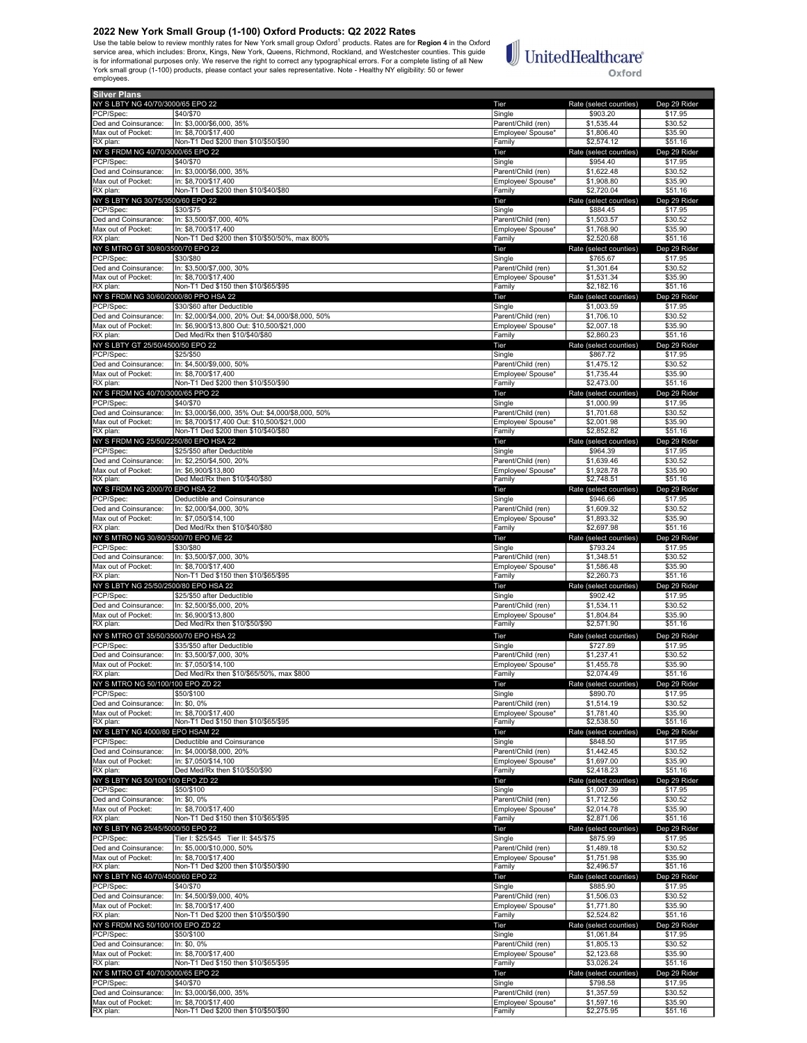# 2022 New York Small Group (1-100) Oxford Products: Q2 2022 Rates

Use the table below to review monthly rates for New York small group Oxford[1] products. Rates are for **Region 4** in the Oxford service area, which includes: Bronx, Kings, New York, Queens, Richmond, Rockland, and Westchester counties. This guide is for informational purposes only. We reserve the right to correct any typographical errors. For a complete listing of all New York small group (1-100) products, please contact your sales representative. Note - Healthy NY eligibility: 50 or fewer employees.

UnitedHealthcare Oxford

| Silver Plans | | | | |
|---|---|---|---|---|
| **NY S LBTY NG 40/70/3000/65 EPO 22** | | Tier | Rate (select counties) | Dep 29 Rider |
| PCP/Spec: | $40/$70 | Single | $903.20 | $17.95 |
| Ded and Coinsurance: | In: $3,000/$6,000, 35% | Parent/Child (ren) | $1,535.44 | $30.52 |
| Max out of Pocket: | In: $8,700/$17,400 | Employee/ Spouse* | $1,806.40 | $35.90 |
| RX plan: | Non-T1 Ded $200 then $10/$50/$90 | Family | $2,574.12 | $51.16 |
| **NY S FRDM NG 40/70/3000/65 EPO 22** | | Tier | Rate (select counties) | Dep 29 Rider |
| PCP/Spec: | $40/$70 | Single | $954.40 | $17.95 |
| Ded and Coinsurance: | In: $3,000/$6,000, 35% | Parent/Child (ren) | $1,622.48 | $30.52 |
| Max out of Pocket: | In: $8,700/$17,400 | Employee/ Spouse* | $1,908.80 | $35.90 |
| RX plan: | Non-T1 Ded $200 then $10/$40/$80 | Family | $2,720.04 | $51.16 |
| **NY S LBTY NG 30/75/3500/60 EPO 22** | | Tier | Rate (select counties) | Dep 29 Rider |
| PCP/Spec: | $30/$75 | Single | $884.45 | $17.95 |
| Ded and Coinsurance: | In: $3,500/$7,000, 40% | Parent/Child (ren) | $1,503.57 | $30.52 |
| Max out of Pocket: | In: $8,700/$17,400 | Employee/ Spouse* | $1,768.90 | $35.90 |
| RX plan: | Non-T1 Ded $200 then $10/$50/50%, max 800% | Family | $2,520.68 | $51.16 |
| **NY S MTRO GT 30/80/3500/70 EPO 22** | | Tier | Rate (select counties) | Dep 29 Rider |
| PCP/Spec: | $30/$80 | Single | $765.67 | $17.95 |
| Ded and Coinsurance: | In: $3,500/$7,000, 30% | Parent/Child (ren) | $1,301.64 | $30.52 |
| Max out of Pocket: | In: $8,700/$17,400 | Employee/ Spouse* | $1,531.34 | $35.90 |
| RX plan: | Non-T1 Ded $150 then $10/$65/$95 | Family | $2,182.16 | $51.16 |
| **NY S FRDM NG 30/60/2000/80 PPO HSA 22** | | Tier | Rate (select counties) | Dep 29 Rider |
| PCP/Spec: | $30/$60 after Deductible | Single | $1,003.59 | $17.95 |
| Ded and Coinsurance: | In: $2,000/$4,000, 20% Out: $4,000/$8,000, 50% | Parent/Child (ren) | $1,706.10 | $30.52 |
| Max out of Pocket: | In: $6,900/$13,800 Out: $10,500/$21,000 | Employee/ Spouse* | $2,007.18 | $35.90 |
| RX plan: | Ded Med/Rx then $10/$40/$80 | Family | $2,860.23 | $51.16 |
| **NY S LBTY GT 25/50/4500/50 EPO 22** | | Tier | Rate (select counties) | Dep 29 Rider |
| PCP/Spec: | $25/$50 | Single | $867.72 | $17.95 |
| Ded and Coinsurance: | In: $4,500/$9,000, 50% | Parent/Child (ren) | $1,475.12 | $30.52 |
| Max out of Pocket: | In: $8,700/$17,400 | Employee/ Spouse* | $1,735.44 | $35.90 |
| RX plan: | Non-T1 Ded $200 then $10/$50/$90 | Family | $2,473.00 | $51.16 |
| **NY S FRDM NG 40/70/3000/65 PPO 22** | | Tier | Rate (select counties) | Dep 29 Rider |
| PCP/Spec: | $40/$70 | Single | $1,000.99 | $17.95 |
| Ded and Coinsurance: | In: $3,000/$6,000, 35% Out: $4,000/$8,000, 50% | Parent/Child (ren) | $1,701.68 | $30.52 |
| Max out of Pocket: | In: $8,700/$17,400 Out: $10,500/$21,000 | Employee/ Spouse* | $2,001.98 | $35.90 |
| RX plan: | Non-T1 Ded $200 then $10/$40/$80 | Family | $2,852.82 | $51.16 |
| **NY S FRDM NG 25/50/2250/80 EPO HSA 22** | | Tier | Rate (select counties) | Dep 29 Rider |
| PCP/Spec: | $25/$50 after Deductible | Single | $964.39 | $17.95 |
| Ded and Coinsurance: | In: $2,250/$4,500, 20% | Parent/Child (ren) | $1,639.46 | $30.52 |
| Max out of Pocket: | In: $6,900/$13,800 | Employee/ Spouse* | $1,928.78 | $35.90 |
| RX plan: | Ded Med/Rx then $10/$40/$80 | Family | $2,748.51 | $51.16 |
| **NY S FRDM NG 2000/70 EPO HSA 22** | | Tier | Rate (select counties) | Dep 29 Rider |
| PCP/Spec: | Deductible and Coinsurance | Single | $946.66 | $17.95 |
| Ded and Coinsurance: | In: $2,000/$4,000, 30% | Parent/Child (ren) | $1,609.32 | $30.52 |
| Max out of Pocket: | In: $7,050/$14,100 | Employee/ Spouse* | $1,893.32 | $35.90 |
| RX plan: | Ded Med/Rx then $10/$40/$80 | Family | $2,697.98 | $51.16 |
| **NY S MTRO NG 30/80/3500/70 EPO ME 22** | | Tier | Rate (select counties) | Dep 29 Rider |
| PCP/Spec: | $30/$80 | Single | $793.24 | $17.95 |
| Ded and Coinsurance: | In: $3,500/$7,000, 30% | Parent/Child (ren) | $1,348.51 | $30.52 |
| Max out of Pocket: | In: $8,700/$17,400 | Employee/ Spouse* | $1,586.48 | $35.90 |
| RX plan: | Non-T1 Ded $150 then $10/$65/$95 | Family | $2,260.73 | $51.16 |
| **NY S LBTY NG 25/50/2500/80 EPO HSA 22** | | Tier | Rate (select counties) | Dep 29 Rider |
| PCP/Spec: | $25/$50 after Deductible | Single | $902.42 | $17.95 |
| Ded and Coinsurance: | In: $2,500/$5,000, 20% | Parent/Child (ren) | $1,534.11 | $30.52 |
| Max out of Pocket: | In: $6,900/$13,800 | Employee/ Spouse* | $1,804.84 | $35.90 |
| RX plan: | Ded Med/Rx then $10/$50/$90 | Family | $2,571.90 | $51.16 |
| **NY S MTRO GT 35/50/3500/70 EPO HSA 22** | | Tier | Rate (select counties) | Dep 29 Rider |
| PCP/Spec: | $35/$50 after Deductible | Single | $727.89 | $17.95 |
| Ded and Coinsurance: | In: $3,500/$7,000, 30% | Parent/Child (ren) | $1,237.41 | $30.52 |
| Max out of Pocket: | In: $7,050/$14,100 | Employee/ Spouse* | $1,455.78 | $35.90 |
| RX plan: | Ded Med/Rx then $10/$65/50%, max $800 | Family | $2,074.49 | $51.16 |
| **NY S MTRO NG 50/100/100 EPO ZD 22** | | Tier | Rate (select counties) | Dep 29 Rider |
| PCP/Spec: | $50/$100 | Single | $890.70 | $17.95 |
| Ded and Coinsurance: | In: $0, 0% | Parent/Child (ren) | $1,514.19 | $30.52 |
| Max out of Pocket: | In: $8,700/$17,400 | Employee/ Spouse* | $1,781.40 | $35.90 |
| RX plan: | Non-T1 Ded $150 then $10/$65/$95 | Family | $2,538.50 | $51.16 |
| **NY S LBTY NG 4000/80 EPO HSAM 22** | | Tier | Rate (select counties) | Dep 29 Rider |
| PCP/Spec: | Deductible and Coinsurance | Single | $848.50 | $17.95 |
| Ded and Coinsurance: | In: $4,000/$8,000, 20% | Parent/Child (ren) | $1,442.45 | $30.52 |
| Max out of Pocket: | In: $7,050/$14,100 | Employee/ Spouse* | $1,697.00 | $35.90 |
| RX plan: | Ded Med/Rx then $10/$50/$90 | Family | $2,418.23 | $51.16 |
| **NY S LBTY NG 50/100/100 EPO ZD 22** | | Tier | Rate (select counties) | Dep 29 Rider |
| PCP/Spec: | $50/$100 | Single | $1,007.39 | $17.95 |
| Ded and Coinsurance: | In: $0, 0% | Parent/Child (ren) | $1,712.56 | $30.52 |
| Max out of Pocket: | In: $8,700/$17,400 | Employee/ Spouse* | $2,014.78 | $35.90 |
| RX plan: | Non-T1 Ded $150 then $10/$65/$95 | Family | $2,871.06 | $51.16 |
| **NY S LBTY NG 25/45/5000/50 EPO 22** | | Tier | Rate (select counties) | Dep 29 Rider |
| PCP/Spec: | Tier I: $25/$45 Tier II: $45/$75 | Single | $875.99 | $17.95 |
| Ded and Coinsurance: | In: $5,000/$10,000, 50% | Parent/Child (ren) | $1,489.18 | $30.52 |
| Max out of Pocket: | In: $8,700/$17,400 | Employee/ Spouse* | $1,751.98 | $35.90 |
| RX plan: | Non-T1 Ded $200 then $10/$50/$90 | Family | $2,496.57 | $51.16 |
| **NY S LBTY NG 40/70/4500/60 EPO 22** | | Tier | Rate (select counties) | Dep 29 Rider |
| PCP/Spec: | $40/$70 | Single | $885.90 | $17.95 |
| Ded and Coinsurance: | In: $4,500/$9,000, 40% | Parent/Child (ren) | $1,506.03 | $30.52 |
| Max out of Pocket: | In: $8,700/$17,400 | Employee/ Spouse* | $1,771.80 | $35.90 |
| RX plan: | Non-T1 Ded $200 then $10/$50/$90 | Family | $2,524.82 | $51.16 |
| **NY S FRDM NG 50/100/100 EPO ZD 22** | | Tier | Rate (select counties) | Dep 29 Rider |
| PCP/Spec: | $50/$100 | Single | $1,061.84 | $17.95 |
| Ded and Coinsurance: | In: $0, 0% | Parent/Child (ren) | $1,805.13 | $30.52 |
| Max out of Pocket: | In: $8,700/$17,400 | Employee/ Spouse* | $2,123.68 | $35.90 |
| RX plan: | Non-T1 Ded $150 then $10/$65/$95 | Family | $3,026.24 | $51.16 |
| **NY S MTRO GT 40/70/3000/65 EPO 22** | | Tier | Rate (select counties) | Dep 29 Rider |
| PCP/Spec: | $40/$70 | Single | $798.58 | $17.95 |
| Ded and Coinsurance: | In: $3,000/$6,000, 35% | Parent/Child (ren) | $1,357.59 | $30.52 |
| Max out of Pocket: | In: $8,700/$17,400 | Employee/ Spouse* | $1,597.16 | $35.90 |
| RX plan: | Non-T1 Ded $200 then $10/$50/$90 | Family | $2,275.95 | $51.16 |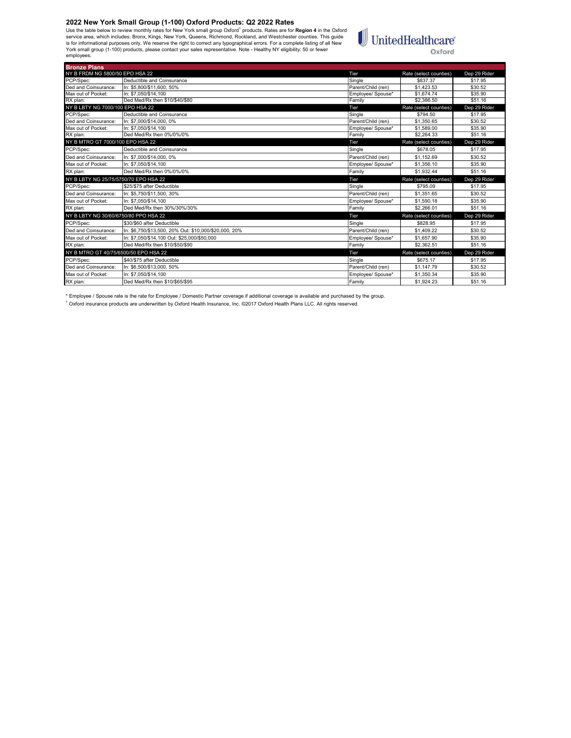## 2022 New York Small Group (1-100) Oxford Products: Q2 2022 Rates

Use the table below to review monthly rates for New York small group Oxford[1] products. Rates are for **Region 4** in the Oxford service area, which includes: Bronx, Kings, New York, Queens, Richmond, Rockland, and Westchester counties. This guide is for informational purposes only. We reserve the right to correct any typographical errors. For a complete listing of all New York small group (1-100) products, please contact your sales representative. Note - Healthy NY eligibility: 50 or fewer employees.

UnitedHealthcare Oxford

### Bronze Plans

| NY B FRDM NG 5800/50 EPO HSA 22 | | Tier | Rate (select counties) | Dep 29 Rider |
|---|---|---|---|---|
| PCP/Spec: | Deductible and Coinsurance | Single | $837.37 | $17.95 |
| Ded and Coinsurance: | In: $5,800/$11,600, 50% | Parent/Child (ren) | $1,423.53 | $30.52 |
| Max out of Pocket: | In: $7,050/$14,100 | Employee/ Spouse* | $1,674.74 | $35.90 |
| RX plan: | Ded Med/Rx then $10/$40/$80 | Family | $2,386.50 | $51.16 |
| **NY B LBTY NG 7000/100 EPO HSA 22** | | **Tier** | **Rate (select counties)** | **Dep 29 Rider** |
| PCP/Spec: | Deductible and Coinsurance | Single | $794.50 | $17.95 |
| Ded and Coinsurance: | In: $7,000/$14,000, 0% | Parent/Child (ren) | $1,350.65 | $30.52 |
| Max out of Pocket: | In: $7,050/$14,100 | Employee/ Spouse* | $1,589.00 | $35.90 |
| RX plan: | Ded Med/Rx then 0%/0%/0% | Family | $2,264.33 | $51.16 |
| **NY B MTRO GT 7000/100 EPO HSA 22** | | **Tier** | **Rate (select counties)** | **Dep 29 Rider** |
| PCP/Spec: | Deductible and Coinsurance | Single | $678.05 | $17.95 |
| Ded and Coinsurance: | In: $7,000/$14,000, 0% | Parent/Child (ren) | $1,152.69 | $30.52 |
| Max out of Pocket: | In: $7,050/$14,100 | Employee/ Spouse* | $1,356.10 | $35.90 |
| RX plan: | Ded Med/Rx then 0%/0%/0% | Family | $1,932.44 | $51.16 |
| **NY B LBTY NG 25/75/5750/70 EPO HSA 22** | | **Tier** | **Rate (select counties)** | **Dep 29 Rider** |
| PCP/Spec: | $25/$75 after Deductible | Single | $795.09 | $17.95 |
| Ded and Coinsurance: | In: $5,750/$11,500, 30% | Parent/Child (ren) | $1,351.65 | $30.52 |
| Max out of Pocket: | In: $7,050/$14,100 | Employee/ Spouse* | $1,590.18 | $35.90 |
| RX plan: | Ded Med/Rx then 30%/30%/30% | Family | $2,266.01 | $51.16 |
| **NY B LBTY NG 30/60/6750/80 PPO HSA 22** | | **Tier** | **Rate (select counties)** | **Dep 29 Rider** |
| PCP/Spec: | $30/$60 after Deductible | Single | $828.95 | $17.95 |
| Ded and Coinsurance: | In: $6,750/$13,500, 20% Out: $10,000/$20,000, 20% | Parent/Child (ren) | $1,409.22 | $30.52 |
| Max out of Pocket: | In: $7,050/$14,100 Out: $25,000/$50,000 | Employee/ Spouse* | $1,657.90 | $35.90 |
| RX plan: | Ded Med/Rx then $10/$50/$90 | Family | $2,362.51 | $51.16 |
| **NY B MTRO GT 40/75/6500/50 EPO HSA 22** | | **Tier** | **Rate (select counties)** | **Dep 29 Rider** |
| PCP/Spec: | $40/$75 after Deductible | Single | $675.17 | $17.95 |
| Ded and Coinsurance: | In: $6,500/$13,000, 50% | Parent/Child (ren) | $1,147.79 | $30.52 |
| Max out of Pocket: | In: $7,050/$14,100 | Employee/ Spouse* | $1,350.34 | $35.90 |
| RX plan: | Ded Med/Rx then $10/$65/$95 | Family | $1,924.23 | $51.16 |

* Employee / Spouse rate is the rate for Employee / Domestic Partner coverage if additional coverage is available and purchased by the group.

[1] Oxford insurance products are underwritten by Oxford Health Insurance, Inc. ©2017 Oxford Health Plans LLC. All rights reserved.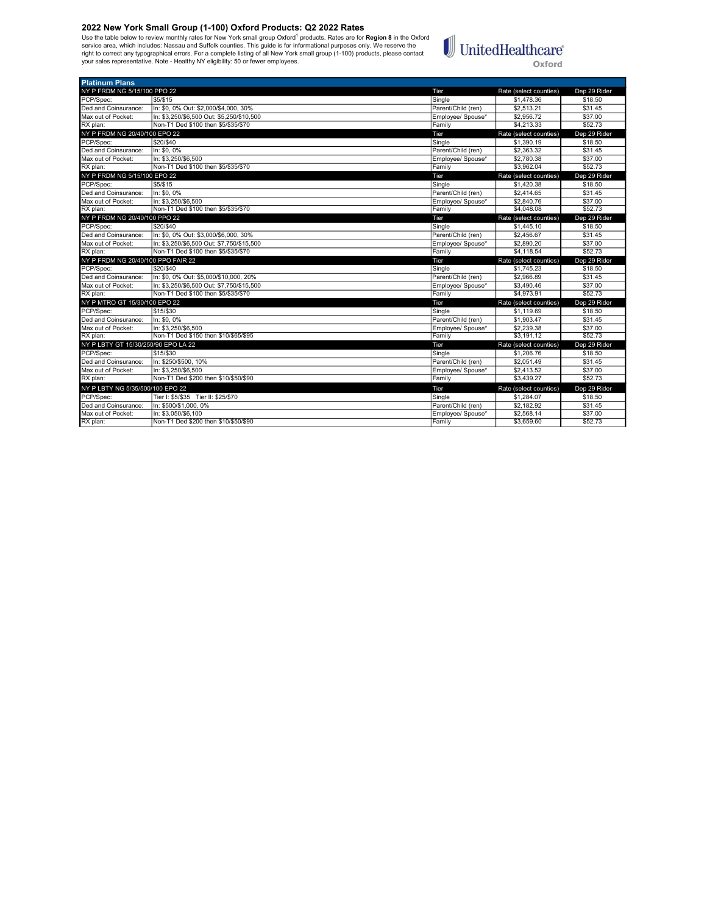## 2022 New York Small Group (1-100) Oxford Products: Q2 2022 Rates

Use the table below to review monthly rates for New York small group Oxford[1] products. Rates are for **Region 8** in the Oxford service area, which includes: Nassau and Suffolk counties. This guide is for informational purposes only. We reserve the right to correct any typographical errors. For a complete listing of all New York small group (1-100) products, please contact your sales representative. Note - Healthy NY eligibility: 50 or fewer employees.

UnitedHealthcare Oxford

| **Platinum Plans** | | | | |
|---|---|---|---|---|
| **NY P FRDM NG 5/15/100 PPO 22** | | **Tier** | **Rate (select counties)** | **Dep 29 Rider** |
| PCP/Spec: | $5/$15 | Single | $1,478.36 | $18.50 |
| Ded and Coinsurance: | In: $0, 0% Out: $2,000/$4,000, 30% | Parent/Child (ren) | $2,513.21 | $31.45 |
| Max out of Pocket: | In: $3,250/$6,500 Out: $5,250/$10,500 | Employee/ Spouse* | $2,956.72 | $37.00 |
| RX plan: | Non-T1 Ded $100 then $5/$35/$70 | Family | $4,213.33 | $52.73 |
| **NY P FRDM NG 20/40/100 EPO 22** | | **Tier** | **Rate (select counties)** | **Dep 29 Rider** |
| PCP/Spec: | $20/$40 | Single | $1,390.19 | $18.50 |
| Ded and Coinsurance: | In: $0, 0% | Parent/Child (ren) | $2,363.32 | $31.45 |
| Max out of Pocket: | In: $3,250/$6,500 | Employee/ Spouse* | $2,780.38 | $37.00 |
| RX plan: | Non-T1 Ded $100 then $5/$35/$70 | Family | $3,962.04 | $52.73 |
| **NY P FRDM NG 5/15/100 EPO 22** | | **Tier** | **Rate (select counties)** | **Dep 29 Rider** |
| PCP/Spec: | $5/$15 | Single | $1,420.38 | $18.50 |
| Ded and Coinsurance: | In: $0, 0% | Parent/Child (ren) | $2,414.65 | $31.45 |
| Max out of Pocket: | In: $3,250/$6,500 | Employee/ Spouse* | $2,840.76 | $37.00 |
| RX plan: | Non-T1 Ded $100 then $5/$35/$70 | Family | $4,048.08 | $52.73 |
| **NY P FRDM NG 20/40/100 PPO 22** | | **Tier** | **Rate (select counties)** | **Dep 29 Rider** |
| PCP/Spec: | $20/$40 | Single | $1,445.10 | $18.50 |
| Ded and Coinsurance: | In: $0, 0% Out: $3,000/$6,000, 30% | Parent/Child (ren) | $2,456.67 | $31.45 |
| Max out of Pocket: | In: $3,250/$6,500 Out: $7,750/$15,500 | Employee/ Spouse* | $2,890.20 | $37.00 |
| RX plan: | Non-T1 Ded $100 then $5/$35/$70 | Family | $4,118.54 | $52.73 |
| **NY P FRDM NG 20/40/100 PPO FAIR 22** | | **Tier** | **Rate (select counties)** | **Dep 29 Rider** |
| PCP/Spec: | $20/$40 | Single | $1,745.23 | $18.50 |
| Ded and Coinsurance: | In: $0, 0% Out: $5,000/$10,000, 20% | Parent/Child (ren) | $2,966.89 | $31.45 |
| Max out of Pocket: | In: $3,250/$6,500 Out: $7,750/$15,500 | Employee/ Spouse* | $3,490.46 | $37.00 |
| RX plan: | Non-T1 Ded $100 then $5/$35/$70 | Family | $4,973.91 | $52.73 |
| **NY P MTRO GT 15/30/100 EPO 22** | | **Tier** | **Rate (select counties)** | **Dep 29 Rider** |
| PCP/Spec: | $15/$30 | Single | $1,119.69 | $18.50 |
| Ded and Coinsurance: | In: $0, 0% | Parent/Child (ren) | $1,903.47 | $31.45 |
| Max out of Pocket: | In: $3,250/$6,500 | Employee/ Spouse* | $2,239.38 | $37.00 |
| RX plan: | Non-T1 Ded $150 then $10/$65/$95 | Family | $3,191.12 | $52.73 |
| **NY P LBTY GT 15/30/250/90 EPO LA 22** | | **Tier** | **Rate (select counties)** | **Dep 29 Rider** |
| PCP/Spec: | $15/$30 | Single | $1,206.76 | $18.50 |
| Ded and Coinsurance: | In: $250/$500, 10% | Parent/Child (ren) | $2,051.49 | $31.45 |
| Max out of Pocket: | In: $3,250/$6,500 | Employee/ Spouse* | $2,413.52 | $37.00 |
| RX plan: | Non-T1 Ded $200 then $10/$50/$90 | Family | $3,439.27 | $52.73 |
| **NY P LBTY NG 5/35/500/100 EPO 22** | | **Tier** | **Rate (select counties)** | **Dep 29 Rider** |
| PCP/Spec: | Tier I: $5/$35 Tier II: $25/$70 | Single | $1,284.07 | $18.50 |
| Ded and Coinsurance: | In: $500/$1,000, 0% | Parent/Child (ren) | $2,182.92 | $31.45 |
| Max out of Pocket: | In: $3,050/$6,100 | Employee/ Spouse* | $2,568.14 | $37.00 |
| RX plan: | Non-T1 Ded $200 then $10/$50/$90 | Family | $3,659.60 | $52.73 |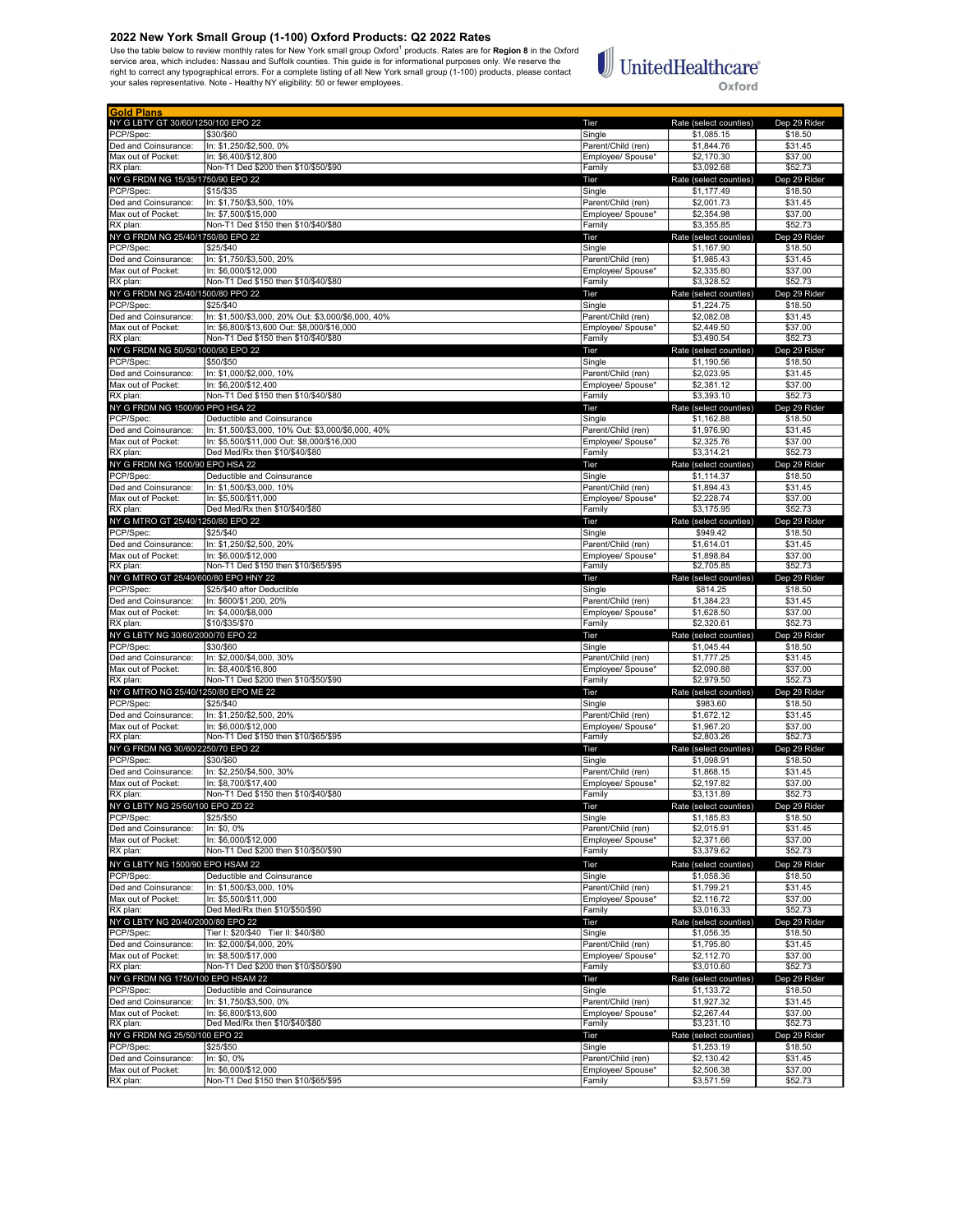## 2022 New York Small Group (1-100) Oxford Products: Q2 2022 Rates

Use the table below to review monthly rates for New York small group Oxford[1] products. Rates are for **Region 8** in the Oxford service area, which includes: Nassau and Suffolk counties. This guide is for informational purposes only. We reserve the right to correct any typographical errors. For a complete listing of all New York small group (1-100) products, please contact your sales representative. Note - Healthy NY eligibility: 50 or fewer employees.

UnitedHealthcare Oxford

| Gold Plans | | | | |
|---|---|---|---|---|
| NY G LBTY GT 30/60/1250/100 EPO 22 | | Tier | Rate (select counties) | Dep 29 Rider |
| PCP/Spec: | $30/$60 | Single | $1,085.15 | $18.50 |
| Ded and Coinsurance: | In: $1,250/$2,500, 0% | Parent/Child (ren) | $1,844.76 | $31.45 |
| Max out of Pocket: | In: $6,400/$12,800 | Employee/ Spouse* | $2,170.30 | $37.00 |
| RX plan: | Non-T1 Ded $200 then $10/$50/$90 | Family | $3,092.68 | $52.73 |
| NY G FRDM NG 15/35/1750/90 EPO 22 | | Tier | Rate (select counties) | Dep 29 Rider |
| PCP/Spec: | $15/$35 | Single | $1,177.49 | $18.50 |
| Ded and Coinsurance: | In: $1,750/$3,500, 10% | Parent/Child (ren) | $2,001.73 | $31.45 |
| Max out of Pocket: | In: $7,500/$15,000 | Employee/ Spouse* | $2,354.98 | $37.00 |
| RX plan: | Non-T1 Ded $150 then $10/$40/$80 | Family | $3,355.85 | $52.73 |
| NY G FRDM NG 25/40/1750/80 EPO 22 | | Tier | Rate (select counties) | Dep 29 Rider |
| PCP/Spec: | $25/$40 | Single | $1,167.90 | $18.50 |
| Ded and Coinsurance: | In: $1,750/$3,500, 20% | Parent/Child (ren) | $1,985.43 | $31.45 |
| Max out of Pocket: | In: $6,000/$12,000 | Employee/ Spouse* | $2,335.80 | $37.00 |
| RX plan: | Non-T1 Ded $150 then $10/$40/$80 | Family | $3,328.52 | $52.73 |
| NY G FRDM NG 25/40/1500/80 PPO 22 | | Tier | Rate (select counties) | Dep 29 Rider |
| PCP/Spec: | $25/$40 | Single | $1,224.75 | $18.50 |
| Ded and Coinsurance: | In: $1,500/$3,000, 20% Out: $3,000/$6,000, 40% | Parent/Child (ren) | $2,082.08 | $31.45 |
| Max out of Pocket: | In: $6,800/$13,600 Out: $8,000/$16,000 | Employee/ Spouse* | $2,449.50 | $37.00 |
| RX plan: | Non-T1 Ded $150 then $10/$40/$80 | Family | $3,490.54 | $52.73 |
| NY G FRDM NG 50/50/1000/90 EPO 22 | | Tier | Rate (select counties) | Dep 29 Rider |
| PCP/Spec: | $50/$50 | Single | $1,190.56 | $18.50 |
| Ded and Coinsurance: | In: $1,000/$2,000, 10% | Parent/Child (ren) | $2,023.95 | $31.45 |
| Max out of Pocket: | In: $6,200/$12,400 | Employee/ Spouse* | $2,381.12 | $37.00 |
| RX plan: | Non-T1 Ded $150 then $10/$40/$80 | Family | $3,393.10 | $52.73 |
| NY G FRDM NG 1500/90 PPO HSA 22 | | Tier | Rate (select counties) | Dep 29 Rider |
| PCP/Spec: | Deductible and Coinsurance | Single | $1,162.88 | $18.50 |
| Ded and Coinsurance: | In: $1,500/$3,000, 10% Out: $3,000/$6,000, 40% | Parent/Child (ren) | $1,976.90 | $31.45 |
| Max out of Pocket: | In: $5,500/$11,000 Out: $8,000/$16,000 | Employee/ Spouse* | $2,325.76 | $37.00 |
| RX plan: | Ded Med/Rx then $10/$40/$80 | Family | $3,314.21 | $52.73 |
| NY G FRDM NG 1500/90 EPO HSA 22 | | Tier | Rate (select counties) | Dep 29 Rider |
| PCP/Spec: | Deductible and Coinsurance | Single | $1,114.37 | $18.50 |
| Ded and Coinsurance: | In: $1,500/$3,000, 10% | Parent/Child (ren) | $1,894.43 | $31.45 |
| Max out of Pocket: | In: $5,500/$11,000 | Employee/ Spouse* | $2,228.74 | $37.00 |
| RX plan: | Ded Med/Rx then $10/$40/$80 | Family | $3,175.95 | $52.73 |
| NY G MTRO GT 25/40/1250/80 EPO 22 | | Tier | Rate (select counties) | Dep 29 Rider |
| PCP/Spec: | $25/$40 | Single | $949.42 | $18.50 |
| Ded and Coinsurance: | In: $1,250/$2,500, 20% | Parent/Child (ren) | $1,614.01 | $31.45 |
| Max out of Pocket: | In: $6,000/$12,000 | Employee/ Spouse* | $1,898.84 | $37.00 |
| RX plan: | Non-T1 Ded $150 then $10/$65/$95 | Family | $2,705.85 | $52.73 |
| NY G MTRO GT 25/40/600/80 EPO HNY 22 | | Tier | Rate (select counties) | Dep 29 Rider |
| PCP/Spec: | $25/$40 after Deductible | Single | $814.25 | $18.50 |
| Ded and Coinsurance: | In: $600/$1,200, 20% | Parent/Child (ren) | $1,384.23 | $31.45 |
| Max out of Pocket: | In: $4,000/$8,000 | Employee/ Spouse* | $1,628.50 | $37.00 |
| RX plan: | $10/$35/$70 | Family | $2,320.61 | $52.73 |
| NY G LBTY NG 30/60/2000/70 EPO 22 | | Tier | Rate (select counties) | Dep 29 Rider |
| PCP/Spec: | $30/$60 | Single | $1,045.44 | $18.50 |
| Ded and Coinsurance: | In: $2,000/$4,000, 30% | Parent/Child (ren) | $1,777.25 | $31.45 |
| Max out of Pocket: | In: $8,400/$16,800 | Employee/ Spouse* | $2,090.88 | $37.00 |
| RX plan: | Non-T1 Ded $200 then $10/$50/$90 | Family | $2,979.50 | $52.73 |
| NY G MTRO NG 25/40/1250/80 EPO ME 22 | | Tier | Rate (select counties) | Dep 29 Rider |
| PCP/Spec: | $25/$40 | Single | $983.60 | $18.50 |
| Ded and Coinsurance: | In: $1,250/$2,500, 20% | Parent/Child (ren) | $1,672.12 | $31.45 |
| Max out of Pocket: | In: $6,000/$12,000 | Employee/ Spouse* | $1,967.20 | $37.00 |
| RX plan: | Non-T1 Ded $150 then $10/$65/$95 | Family | $2,803.26 | $52.73 |
| NY G FRDM NG 30/60/2250/70 EPO 22 | | Tier | Rate (select counties) | Dep 29 Rider |
| PCP/Spec: | $30/$60 | Single | $1,098.91 | $18.50 |
| Ded and Coinsurance: | In: $2,250/$4,500, 30% | Parent/Child (ren) | $1,868.15 | $31.45 |
| Max out of Pocket: | In: $8,700/$17,400 | Employee/ Spouse* | $2,197.82 | $37.00 |
| RX plan: | Non-T1 Ded $150 then $10/$40/$80 | Family | $3,131.89 | $52.73 |
| NY G LBTY NG 25/50/100 EPO ZD 22 | | Tier | Rate (select counties) | Dep 29 Rider |
| PCP/Spec: | $25/$50 | Single | $1,185.83 | $18.50 |
| Ded and Coinsurance: | In: $0, 0% | Parent/Child (ren) | $2,015.91 | $31.45 |
| Max out of Pocket: | In: $6,000/$12,000 | Employee/ Spouse* | $2,371.66 | $37.00 |
| RX plan: | Non-T1 Ded $200 then $10/$50/$90 | Family | $3,379.62 | $52.73 |
| NY G LBTY NG 1500/90 EPO HSAM 22 | | Tier | Rate (select counties) | Dep 29 Rider |
| PCP/Spec: | Deductible and Coinsurance | Single | $1,058.36 | $18.50 |
| Ded and Coinsurance: | In: $1,500/$3,000, 10% | Parent/Child (ren) | $1,799.21 | $31.45 |
| Max out of Pocket: | In: $5,500/$11,000 | Employee/ Spouse* | $2,116.72 | $37.00 |
| RX plan: | Ded Med/Rx then $10/$50/$90 | Family | $3,016.33 | $52.73 |
| NY G LBTY NG 20/40/2000/80 EPO 22 | | Tier | Rate (select counties) | Dep 29 Rider |
| PCP/Spec: | Tier I: $20/$40 Tier II: $40/$80 | Single | $1,056.35 | $18.50 |
| Ded and Coinsurance: | In: $2,000/$4,000, 20% | Parent/Child (ren) | $1,795.80 | $31.45 |
| Max out of Pocket: | In: $8,500/$17,000 | Employee/ Spouse* | $2,112.70 | $37.00 |
| RX plan: | Non-T1 Ded $200 then $10/$50/$90 | Family | $3,010.60 | $52.73 |
| NY G FRDM NG 1750/100 EPO HSAM 22 | | Tier | Rate (select counties) | Dep 29 Rider |
| PCP/Spec: | Deductible and Coinsurance | Single | $1,133.72 | $18.50 |
| Ded and Coinsurance: | In: $1,750/$3,500, 0% | Parent/Child (ren) | $1,927.32 | $31.45 |
| Max out of Pocket: | In: $6,800/$13,600 | Employee/ Spouse* | $2,267.44 | $37.00 |
| RX plan: | Ded Med/Rx then $10/$40/$80 | Family | $3,231.10 | $52.73 |
| NY G FRDM NG 25/50/100 EPO 22 | | Tier | Rate (select counties) | Dep 29 Rider |
| PCP/Spec: | $25/$50 | Single | $1,253.19 | $18.50 |
| Ded and Coinsurance: | In: $0, 0% | Parent/Child (ren) | $2,130.42 | $31.45 |
| Max out of Pocket: | In: $6,000/$12,000 | Employee/ Spouse* | $2,506.38 | $37.00 |
| RX plan: | Non-T1 Ded $150 then $10/$65/$95 | Family | $3,571.59 | $52.73 |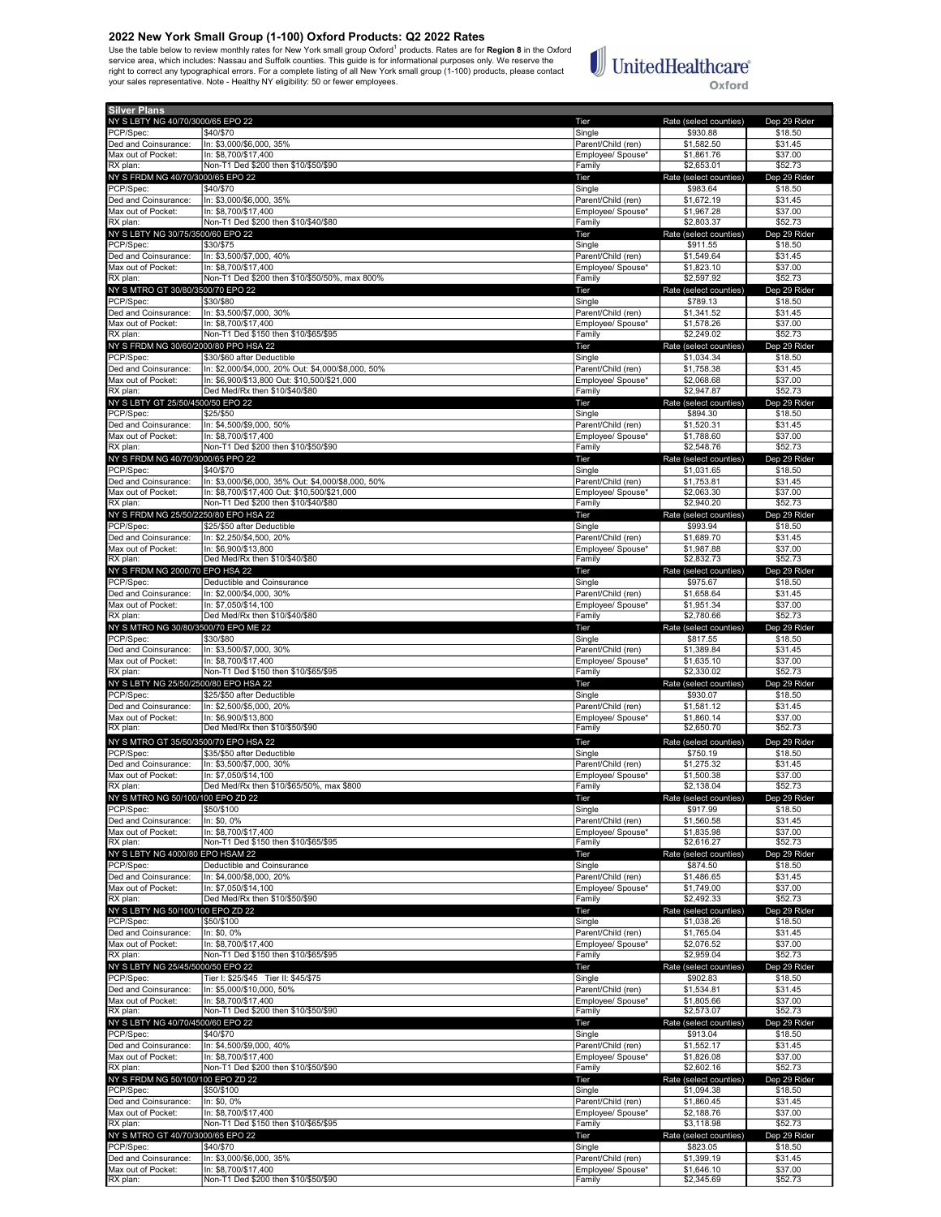## 2022 New York Small Group (1-100) Oxford Products: Q2 2022 Rates

Use the table below to review monthly rates for New York small group Oxford[1] products. Rates are for **Region 8** in the Oxford service area, which includes: Nassau and Suffolk counties. This guide is for informational purposes only. We reserve the right to correct any typographical errors. For a complete listing of all New York small group (1-100) products, please contact your sales representative. Note - Healthy NY eligibility: 50 or fewer employees.

UnitedHealthcare Oxford

### Silver Plans

| NY S LBTY NG 40/70/3000/65 EPO 22 | | Tier | Rate (select counties) | Dep 29 Rider |
|---|---|---|---|---|
| PCP/Spec: | $40/$70 | Single | $930.88 | $18.50 |
| Ded and Coinsurance: | In: $3,000/$6,000, 35% | Parent/Child (ren) | $1,582.50 | $31.45 |
| Max out of Pocket: | In: $8,700/$17,400 | Employee/ Spouse* | $1,861.76 | $37.00 |
| RX plan: | Non-T1 Ded $200 then $10/$50/$90 | Family | $2,653.01 | $52.73 |
| **NY S FRDM NG 40/70/3000/65 EPO 22** | | **Tier** | **Rate (select counties)** | **Dep 29 Rider** |
| PCP/Spec: | $40/$70 | Single | $983.64 | $18.50 |
| Ded and Coinsurance: | In: $3,000/$6,000, 35% | Parent/Child (ren) | $1,672.19 | $31.45 |
| Max out of Pocket: | In: $8,700/$17,400 | Employee/ Spouse* | $1,967.28 | $37.00 |
| RX plan: | Non-T1 Ded $200 then $10/$40/$80 | Family | $2,803.37 | $52.73 |
| **NY S LBTY NG 30/75/3500/60 EPO 22** | | **Tier** | **Rate (select counties)** | **Dep 29 Rider** |
| PCP/Spec: | $30/$75 | Single | $911.55 | $18.50 |
| Ded and Coinsurance: | In: $3,500/$7,000, 40% | Parent/Child (ren) | $1,549.64 | $31.45 |
| Max out of Pocket: | In: $8,700/$17,400 | Employee/ Spouse* | $1,823.10 | $37.00 |
| RX plan: | Non-T1 Ded $200 then $10/$50/50%, max 800% | Family | $2,597.92 | $52.73 |
| **NY S MTRO GT 30/80/3500/70 EPO 22** | | **Tier** | **Rate (select counties)** | **Dep 29 Rider** |
| PCP/Spec: | $30/$80 | Single | $789.13 | $18.50 |
| Ded and Coinsurance: | In: $3,500/$7,000, 30% | Parent/Child (ren) | $1,341.52 | $31.45 |
| Max out of Pocket: | In: $8,700/$17,400 | Employee/ Spouse* | $1,578.26 | $37.00 |
| RX plan: | Non-T1 Ded $150 then $10/$65/$95 | Family | $2,249.02 | $52.73 |
| **NY S FRDM NG 30/60/2000/80 PPO HSA 22** | | **Tier** | **Rate (select counties)** | **Dep 29 Rider** |
| PCP/Spec: | $30/$60 after Deductible | Single | $1,034.34 | $18.50 |
| Ded and Coinsurance: | In: $2,000/$4,000, 20% Out: $4,000/$8,000, 50% | Parent/Child (ren) | $1,758.38 | $31.45 |
| Max out of Pocket: | In: $6,900/$13,800 Out: $10,500/$21,000 | Employee/ Spouse* | $2,068.68 | $37.00 |
| RX plan: | Ded Med/Rx then $10/$40/$80 | Family | $2,947.87 | $52.73 |
| **NY S LBTY GT 25/50/4500/50 EPO 22** | | **Tier** | **Rate (select counties)** | **Dep 29 Rider** |
| PCP/Spec: | $25/$50 | Single | $894.30 | $18.50 |
| Ded and Coinsurance: | In: $4,500/$9,000, 50% | Parent/Child (ren) | $1,520.31 | $31.45 |
| Max out of Pocket: | In: $8,700/$17,400 | Employee/ Spouse* | $1,788.60 | $37.00 |
| RX plan: | Non-T1 Ded $200 then $10/$50/$90 | Family | $2,548.76 | $52.73 |
| **NY S FRDM NG 40/70/3000/65 PPO 22** | | **Tier** | **Rate (select counties)** | **Dep 29 Rider** |
| PCP/Spec: | $40/$70 | Single | $1,031.65 | $18.50 |
| Ded and Coinsurance: | In: $3,000/$6,000, 35% Out: $4,000/$8,000, 50% | Parent/Child (ren) | $1,753.81 | $31.45 |
| Max out of Pocket: | In: $8,700/$17,400 Out: $10,500/$21,000 | Employee/ Spouse* | $2,063.30 | $37.00 |
| RX plan: | Non-T1 Ded $200 then $10/$40/$80 | Family | $2,940.20 | $52.73 |
| **NY S FRDM NG 25/50/2250/80 EPO HSA 22** | | **Tier** | **Rate (select counties)** | **Dep 29 Rider** |
| PCP/Spec: | $25/$50 after Deductible | Single | $993.94 | $18.50 |
| Ded and Coinsurance: | In: $2,250/$4,500, 20% | Parent/Child (ren) | $1,689.70 | $31.45 |
| Max out of Pocket: | In: $6,900/$13,800 | Employee/ Spouse* | $1,987.88 | $37.00 |
| RX plan: | Ded Med/Rx then $10/$40/$80 | Family | $2,832.73 | $52.73 |
| **NY S FRDM NG 2000/70 EPO HSA 22** | | **Tier** | **Rate (select counties)** | **Dep 29 Rider** |
| PCP/Spec: | Deductible and Coinsurance | Single | $975.67 | $18.50 |
| Ded and Coinsurance: | In: $2,000/$4,000, 30% | Parent/Child (ren) | $1,658.64 | $31.45 |
| Max out of Pocket: | In: $7,050/$14,100 | Employee/ Spouse* | $1,951.34 | $37.00 |
| RX plan: | Ded Med/Rx then $10/$40/$80 | Family | $2,780.66 | $52.73 |
| **NY S MTRO NG 30/80/3500/70 EPO ME 22** | | **Tier** | **Rate (select counties)** | **Dep 29 Rider** |
| PCP/Spec: | $30/$80 | Single | $817.55 | $18.50 |
| Ded and Coinsurance: | In: $3,500/$7,000, 30% | Parent/Child (ren) | $1,389.84 | $31.45 |
| Max out of Pocket: | In: $8,700/$17,400 | Employee/ Spouse* | $1,635.10 | $37.00 |
| RX plan: | Non-T1 Ded $150 then $10/$65/$95 | Family | $2,330.02 | $52.73 |
| **NY S LBTY NG 25/50/2500/80 EPO HSA 22** | | **Tier** | **Rate (select counties)** | **Dep 29 Rider** |
| PCP/Spec: | $25/$50 after Deductible | Single | $930.07 | $18.50 |
| Ded and Coinsurance: | In: $2,500/$5,000, 20% | Parent/Child (ren) | $1,581.12 | $31.45 |
| Max out of Pocket: | In: $6,900/$13,800 | Employee/ Spouse* | $1,860.14 | $37.00 |
| RX plan: | Ded Med/Rx then $10/$50/$90 | Family | $2,650.70 | $52.73 |
| **NY S MTRO GT 35/50/3500/70 EPO HSA 22** | | **Tier** | **Rate (select counties)** | **Dep 29 Rider** |
| PCP/Spec: | $35/$50 after Deductible | Single | $750.19 | $18.50 |
| Ded and Coinsurance: | In: $3,500/$7,000, 30% | Parent/Child (ren) | $1,275.32 | $31.45 |
| Max out of Pocket: | In: $7,050/$14,100 | Employee/ Spouse* | $1,500.38 | $37.00 |
| RX plan: | Ded Med/Rx then $10/$65/50%, max $800 | Family | $2,138.04 | $52.73 |
| **NY S MTRO NG 50/100/100 EPO ZD 22** | | **Tier** | **Rate (select counties)** | **Dep 29 Rider** |
| PCP/Spec: | $50/$100 | Single | $917.99 | $18.50 |
| Ded and Coinsurance: | In: $0, 0% | Parent/Child (ren) | $1,560.58 | $31.45 |
| Max out of Pocket: | In: $8,700/$17,400 | Employee/ Spouse* | $1,835.98 | $37.00 |
| RX plan: | Non-T1 Ded $150 then $10/$65/$95 | Family | $2,616.27 | $52.73 |
| **NY S LBTY NG 4000/80 EPO HSAM 22** | | **Tier** | **Rate (select counties)** | **Dep 29 Rider** |
| PCP/Spec: | Deductible and Coinsurance | Single | $874.50 | $18.50 |
| Ded and Coinsurance: | In: $4,000/$8,000, 20% | Parent/Child (ren) | $1,486.65 | $31.45 |
| Max out of Pocket: | In: $7,050/$14,100 | Employee/ Spouse* | $1,749.00 | $37.00 |
| RX plan: | Ded Med/Rx then $10/$50/$90 | Family | $2,492.33 | $52.73 |
| **NY S LBTY NG 50/100/100 EPO ZD 22** | | **Tier** | **Rate (select counties)** | **Dep 29 Rider** |
| PCP/Spec: | $50/$100 | Single | $1,038.26 | $18.50 |
| Ded and Coinsurance: | In: $0, 0% | Parent/Child (ren) | $1,765.04 | $31.45 |
| Max out of Pocket: | In: $8,700/$17,400 | Employee/ Spouse* | $2,076.52 | $37.00 |
| RX plan: | Non-T1 Ded $150 then $10/$65/$95 | Family | $2,959.04 | $52.73 |
| **NY S LBTY NG 25/45/5000/50 EPO 22** | | **Tier** | **Rate (select counties)** | **Dep 29 Rider** |
| PCP/Spec: | Tier I: $25/$45 Tier II: $45/$75 | Single | $902.83 | $18.50 |
| Ded and Coinsurance: | In: $5,000/$10,000, 50% | Parent/Child (ren) | $1,534.81 | $31.45 |
| Max out of Pocket: | In: $8,700/$17,400 | Employee/ Spouse* | $1,805.66 | $37.00 |
| RX plan: | Non-T1 Ded $200 then $10/$50/$90 | Family | $2,573.07 | $52.73 |
| **NY S LBTY NG 40/70/4500/60 EPO 22** | | **Tier** | **Rate (select counties)** | **Dep 29 Rider** |
| PCP/Spec: | $40/$70 | Single | $913.04 | $18.50 |
| Ded and Coinsurance: | In: $4,500/$9,000, 40% | Parent/Child (ren) | $1,552.17 | $31.45 |
| Max out of Pocket: | In: $8,700/$17,400 | Employee/ Spouse* | $1,826.08 | $37.00 |
| RX plan: | Non-T1 Ded $200 then $10/$50/$90 | Family | $2,602.16 | $52.73 |
| **NY S FRDM NG 50/100/100 EPO ZD 22** | | **Tier** | **Rate (select counties)** | **Dep 29 Rider** |
| PCP/Spec: | $50/$100 | Single | $1,094.38 | $18.50 |
| Ded and Coinsurance: | In: $0, 0% | Parent/Child (ren) | $1,860.45 | $31.45 |
| Max out of Pocket: | In: $8,700/$17,400 | Employee/ Spouse* | $2,188.76 | $37.00 |
| RX plan: | Non-T1 Ded $150 then $10/$65/$95 | Family | $3,118.98 | $52.73 |
| **NY S MTRO GT 40/70/3000/65 EPO 22** | | **Tier** | **Rate (select counties)** | **Dep 29 Rider** |
| PCP/Spec: | $40/$70 | Single | $823.05 | $18.50 |
| Ded and Coinsurance: | In: $3,000/$6,000, 35% | Parent/Child (ren) | $1,399.19 | $31.45 |
| Max out of Pocket: | In: $8,700/$17,400 | Employee/ Spouse* | $1,646.10 | $37.00 |
| RX plan: | Non-T1 Ded $200 then $10/$50/$90 | Family | $2,345.69 | $52.73 |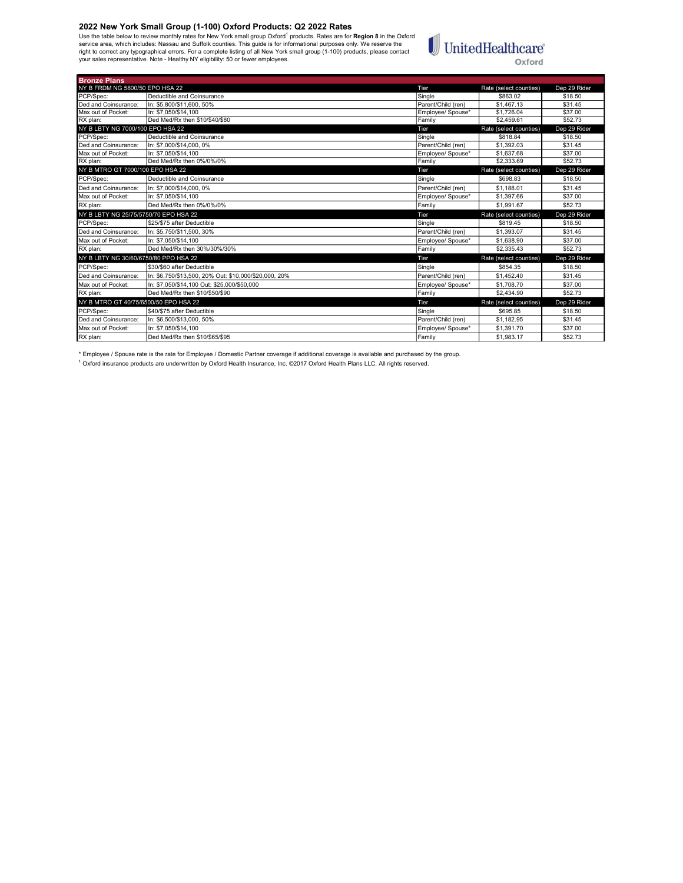## 2022 New York Small Group (1-100) Oxford Products: Q2 2022 Rates

Use the table below to review monthly rates for New York small group Oxford[1] products. Rates are for **Region 8** in the Oxford service area, which includes: Nassau and Suffolk counties. This guide is for informational purposes only. We reserve the right to correct any typographical errors. For a complete listing of all New York small group (1-100) products, please contact your sales representative. Note - Healthy NY eligibility: 50 or fewer employees.

UnitedHealthcare Oxford

**Bronze Plans**

| NY B FRDM NG 5800/50 EPO HSA 22 | | Tier | Rate (select counties) | Dep 29 Rider |
|---|---|---|---|---|
| PCP/Spec: | Deductible and Coinsurance | Single | $863.02 | $18.50 |
| Ded and Coinsurance: | In: $5,800/$11,600, 50% | Parent/Child (ren) | $1,467.13 | $31.45 |
| Max out of Pocket: | In: $7,050/$14,100 | Employee/ Spouse* | $1,726.04 | $37.00 |
| RX plan: | Ded Med/Rx then $10/$40/$80 | Family | $2,459.61 | $52.73 |
| **NY B LBTY NG 7000/100 EPO HSA 22** | | **Tier** | **Rate (select counties)** | **Dep 29 Rider** |
| PCP/Spec: | Deductible and Coinsurance | Single | $818.84 | $18.50 |
| Ded and Coinsurance: | In: $7,000/$14,000, 0% | Parent/Child (ren) | $1,392.03 | $31.45 |
| Max out of Pocket: | In: $7,050/$14,100 | Employee/ Spouse* | $1,637.68 | $37.00 |
| RX plan: | Ded Med/Rx then 0%/0%/0% | Family | $2,333.69 | $52.73 |
| **NY B MTRO GT 7000/100 EPO HSA 22** | | **Tier** | **Rate (select counties)** | **Dep 29 Rider** |
| PCP/Spec: | Deductible and Coinsurance | Single | $698.83 | $18.50 |
| Ded and Coinsurance: | In: $7,000/$14,000, 0% | Parent/Child (ren) | $1,188.01 | $31.45 |
| Max out of Pocket: | In: $7,050/$14,100 | Employee/ Spouse* | $1,397.66 | $37.00 |
| RX plan: | Ded Med/Rx then 0%/0%/0% | Family | $1,991.67 | $52.73 |
| **NY B LBTY NG 25/75/5750/70 EPO HSA 22** | | **Tier** | **Rate (select counties)** | **Dep 29 Rider** |
| PCP/Spec: | $25/$75 after Deductible | Single | $819.45 | $18.50 |
| Ded and Coinsurance: | In: $5,750/$11,500, 30% | Parent/Child (ren) | $1,393.07 | $31.45 |
| Max out of Pocket: | In: $7,050/$14,100 | Employee/ Spouse* | $1,638.90 | $37.00 |
| RX plan: | Ded Med/Rx then 30%/30%/30% | Family | $2,335.43 | $52.73 |
| **NY B LBTY NG 30/60/6750/80 PPO HSA 22** | | **Tier** | **Rate (select counties)** | **Dep 29 Rider** |
| PCP/Spec: | $30/$60 after Deductible | Single | $854.35 | $18.50 |
| Ded and Coinsurance: | In: $6,750/$13,500, 20% Out: $10,000/$20,000, 20% | Parent/Child (ren) | $1,452.40 | $31.45 |
| Max out of Pocket: | In: $7,050/$14,100 Out: $25,000/$50,000 | Employee/ Spouse* | $1,708.70 | $37.00 |
| RX plan: | Ded Med/Rx then $10/$50/$90 | Family | $2,434.90 | $52.73 |
| **NY B MTRO GT 40/75/6500/50 EPO HSA 22** | | **Tier** | **Rate (select counties)** | **Dep 29 Rider** |
| PCP/Spec: | $40/$75 after Deductible | Single | $695.85 | $18.50 |
| Ded and Coinsurance: | In: $6,500/$13,000, 50% | Parent/Child (ren) | $1,182.95 | $31.45 |
| Max out of Pocket: | In: $7,050/$14,100 | Employee/ Spouse* | $1,391.70 | $37.00 |
| RX plan: | Ded Med/Rx then $10/$65/$95 | Family | $1,983.17 | $52.73 |

\* Employee / Spouse rate is the rate for Employee / Domestic Partner coverage if additional coverage is available and purchased by the group.

[1] Oxford insurance products are underwritten by Oxford Health Insurance, Inc. ©2017 Oxford Health Plans LLC. All rights reserved.